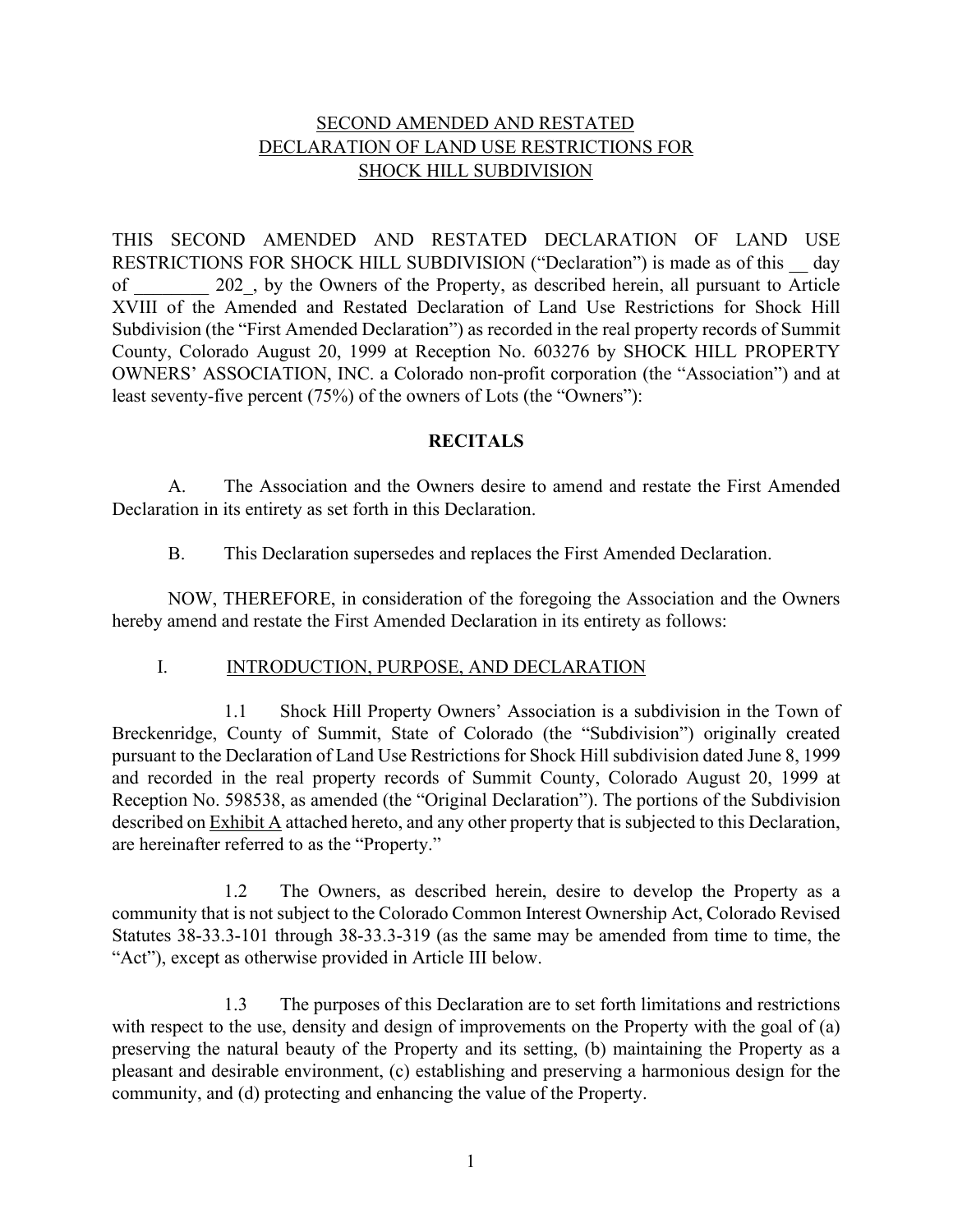# SECOND AMENDED AND RESTATED DECLARATION OF LAND USE RESTRICTIONS FOR SHOCK HILL SUBDIVISION

THIS SECOND AMENDED AND RESTATED DECLARATION OF LAND USE RESTRICTIONS FOR SHOCK HILL SUBDIVISION ("Declaration") is made as of this __ day of ________ 202_, by the Owners of the Property, as described herein, all pursuant to Article XVIII of the Amended and Restated Declaration of Land Use Restrictions for Shock Hill Subdivision (the "First Amended Declaration") as recorded in the real property records of Summit County, Colorado August 20, 1999 at Reception No. 603276 by SHOCK HILL PROPERTY OWNERS' ASSOCIATION, INC. a Colorado non-profit corporation (the "Association") and at least seventy-five percent (75%) of the owners of Lots (the "Owners"):

## RECITALS

A. The Association and the Owners desire to amend and restate the First Amended Declaration in its entirety as set forth in this Declaration.

B. This Declaration supersedes and replaces the First Amended Declaration.

NOW, THEREFORE, in consideration of the foregoing the Association and the Owners hereby amend and restate the First Amended Declaration in its entirety as follows:

## I. INTRODUCTION, PURPOSE, AND DECLARATION

1.1 Shock Hill Property Owners' Association is a subdivision in the Town of Breckenridge, County of Summit, State of Colorado (the "Subdivision") originally created pursuant to the Declaration of Land Use Restrictions for Shock Hill subdivision dated June 8, 1999 and recorded in the real property records of Summit County, Colorado August 20, 1999 at Reception No. 598538, as amended (the "Original Declaration"). The portions of the Subdivision described on Exhibit A attached hereto, and any other property that is subjected to this Declaration, are hereinafter referred to as the "Property."

1.2 The Owners, as described herein, desire to develop the Property as a community that is not subject to the Colorado Common Interest Ownership Act, Colorado Revised Statutes 38-33.3-101 through 38-33.3-319 (as the same may be amended from time to time, the "Act"), except as otherwise provided in Article III below.

1.3 The purposes of this Declaration are to set forth limitations and restrictions with respect to the use, density and design of improvements on the Property with the goal of (a) preserving the natural beauty of the Property and its setting, (b) maintaining the Property as a pleasant and desirable environment, (c) establishing and preserving a harmonious design for the community, and (d) protecting and enhancing the value of the Property.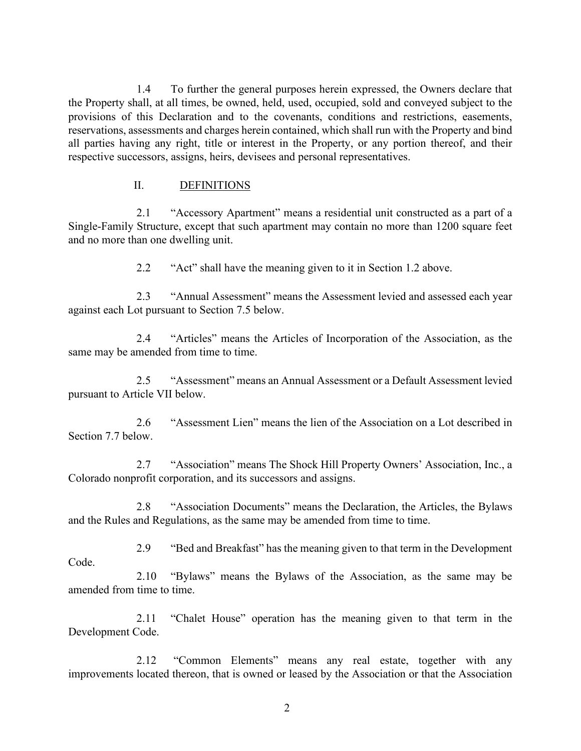1.4 To further the general purposes herein expressed, the Owners declare that the Property shall, at all times, be owned, held, used, occupied, sold and conveyed subject to the provisions of this Declaration and to the covenants, conditions and restrictions, easements, reservations, assessments and charges herein contained, which shall run with the Property and bind all parties having any right, title or interest in the Property, or any portion thereof, and their respective successors, assigns, heirs, devisees and personal representatives.

## II. DEFINITIONS

2.1 "Accessory Apartment" means a residential unit constructed as a part of a Single-Family Structure, except that such apartment may contain no more than 1200 square feet and no more than one dwelling unit.

2.2 "Act" shall have the meaning given to it in Section 1.2 above.

2.3 "Annual Assessment" means the Assessment levied and assessed each year against each Lot pursuant to Section 7.5 below.

2.4 "Articles" means the Articles of Incorporation of the Association, as the same may be amended from time to time.

2.5 "Assessment" means an Annual Assessment or a Default Assessment levied pursuant to Article VII below.

2.6 "Assessment Lien" means the lien of the Association on a Lot described in Section 7.7 below.

2.7 "Association" means The Shock Hill Property Owners' Association, Inc., a Colorado nonprofit corporation, and its successors and assigns.

2.8 "Association Documents" means the Declaration, the Articles, the Bylaws and the Rules and Regulations, as the same may be amended from time to time.

2.9 "Bed and Breakfast" has the meaning given to that term in the Development Code.

2.10 "Bylaws" means the Bylaws of the Association, as the same may be amended from time to time.

2.11 "Chalet House" operation has the meaning given to that term in the Development Code.

2.12 "Common Elements" means any real estate, together with any improvements located thereon, that is owned or leased by the Association or that the Association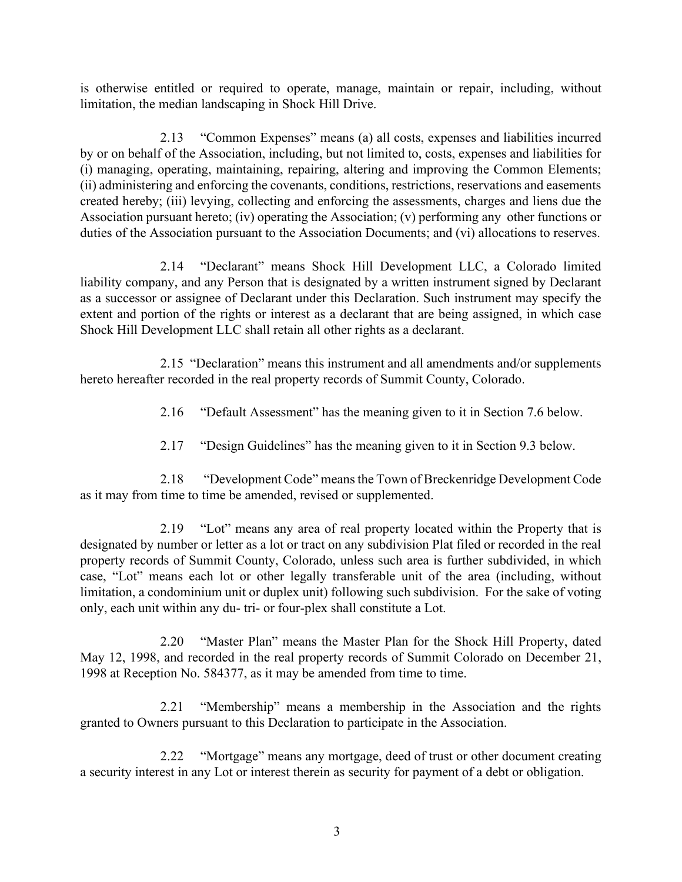is otherwise entitled or required to operate, manage, maintain or repair, including, without limitation, the median landscaping in Shock Hill Drive.

2.13 "Common Expenses" means (a) all costs, expenses and liabilities incurred by or on behalf of the Association, including, but not limited to, costs, expenses and liabilities for (i) managing, operating, maintaining, repairing, altering and improving the Common Elements; (ii) administering and enforcing the covenants, conditions, restrictions, reservations and easements created hereby; (iii) levying, collecting and enforcing the assessments, charges and liens due the Association pursuant hereto; (iv) operating the Association; (v) performing any other functions or duties of the Association pursuant to the Association Documents; and (vi) allocations to reserves.

2.14 "Declarant" means Shock Hill Development LLC, a Colorado limited liability company, and any Person that is designated by a written instrument signed by Declarant as a successor or assignee of Declarant under this Declaration. Such instrument may specify the extent and portion of the rights or interest as a declarant that are being assigned, in which case Shock Hill Development LLC shall retain all other rights as a declarant.

2.15 "Declaration" means this instrument and all amendments and/or supplements hereto hereafter recorded in the real property records of Summit County, Colorado.

2.16 "Default Assessment" has the meaning given to it in Section 7.6 below.

2.17 "Design Guidelines" has the meaning given to it in Section 9.3 below.

2.18 "Development Code" means the Town of Breckenridge Development Code as it may from time to time be amended, revised or supplemented.

2.19 "Lot" means any area of real property located within the Property that is designated by number or letter as a lot or tract on any subdivision Plat filed or recorded in the real property records of Summit County, Colorado, unless such area is further subdivided, in which case, "Lot" means each lot or other legally transferable unit of the area (including, without limitation, a condominium unit or duplex unit) following such subdivision. For the sake of voting only, each unit within any du- tri- or four-plex shall constitute a Lot.

2.20 "Master Plan" means the Master Plan for the Shock Hill Property, dated May 12, 1998, and recorded in the real property records of Summit Colorado on December 21, 1998 at Reception No. 584377, as it may be amended from time to time.

2.21 "Membership" means a membership in the Association and the rights granted to Owners pursuant to this Declaration to participate in the Association.

2.22 "Mortgage" means any mortgage, deed of trust or other document creating a security interest in any Lot or interest therein as security for payment of a debt or obligation.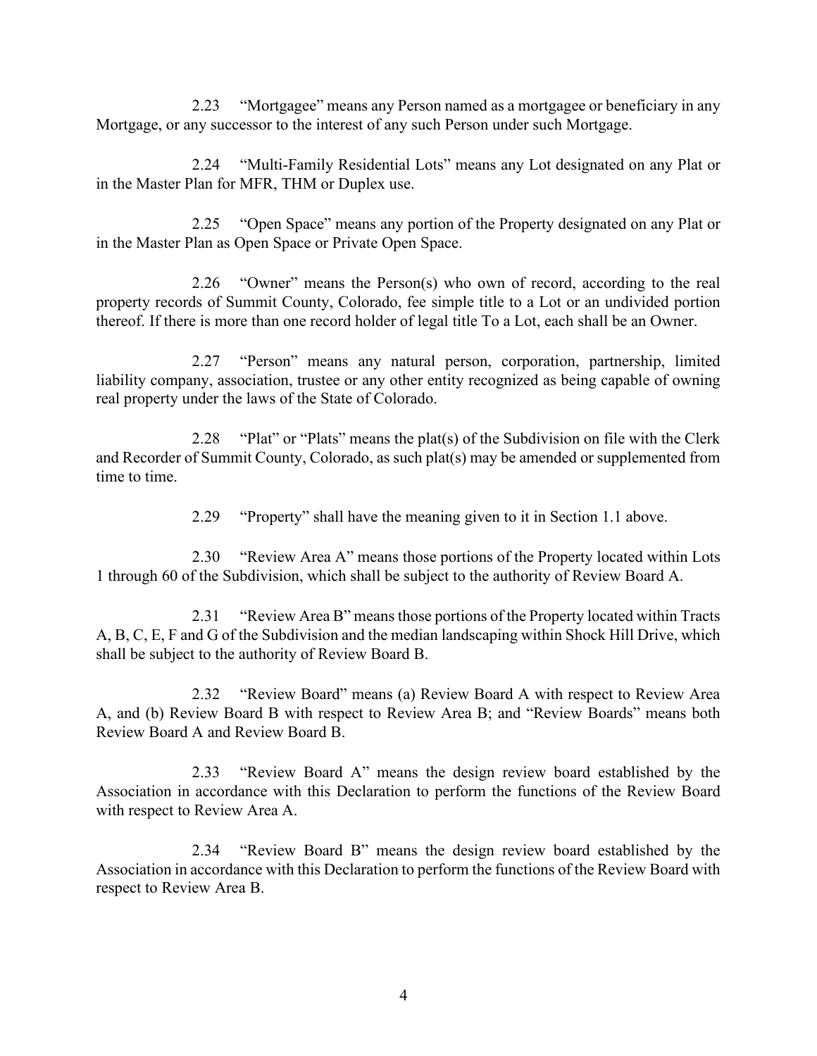2.23 "Mortgagee" means any Person named as a mortgagee or beneficiary in any Mortgage, or any successor to the interest of any such Person under such Mortgage.

2.24 "Multi-Family Residential Lots" means any Lot designated on any Plat or in the Master Plan for MFR, THM or Duplex use.

2.25 "Open Space" means any portion of the Property designated on any Plat or in the Master Plan as Open Space or Private Open Space.

2.26 "Owner" means the Person(s) who own of record, according to the real property records of Summit County, Colorado, fee simple title to a Lot or an undivided portion thereof. If there is more than one record holder of legal title To a Lot, each shall be an Owner.

2.27 "Person" means any natural person, corporation, partnership, limited liability company, association, trustee or any other entity recognized as being capable of owning real property under the laws of the State of Colorado.

2.28 "Plat" or "Plats" means the plat(s) of the Subdivision on file with the Clerk and Recorder of Summit County, Colorado, as such plat(s) may be amended or supplemented from time to time.

2.29 "Property" shall have the meaning given to it in Section 1.1 above.

2.30 "Review Area A" means those portions of the Property located within Lots 1 through 60 of the Subdivision, which shall be subject to the authority of Review Board A.

2.31 "Review Area B" means those portions of the Property located within Tracts A, B, C, E, F and G of the Subdivision and the median landscaping within Shock Hill Drive, which shall be subject to the authority of Review Board B.

2.32 "Review Board" means (a) Review Board A with respect to Review Area A, and (b) Review Board B with respect to Review Area B; and "Review Boards" means both Review Board A and Review Board B.

2.33 "Review Board A" means the design review board established by the Association in accordance with this Declaration to perform the functions of the Review Board with respect to Review Area A.

2.34 "Review Board B" means the design review board established by the Association in accordance with this Declaration to perform the functions of the Review Board with respect to Review Area B.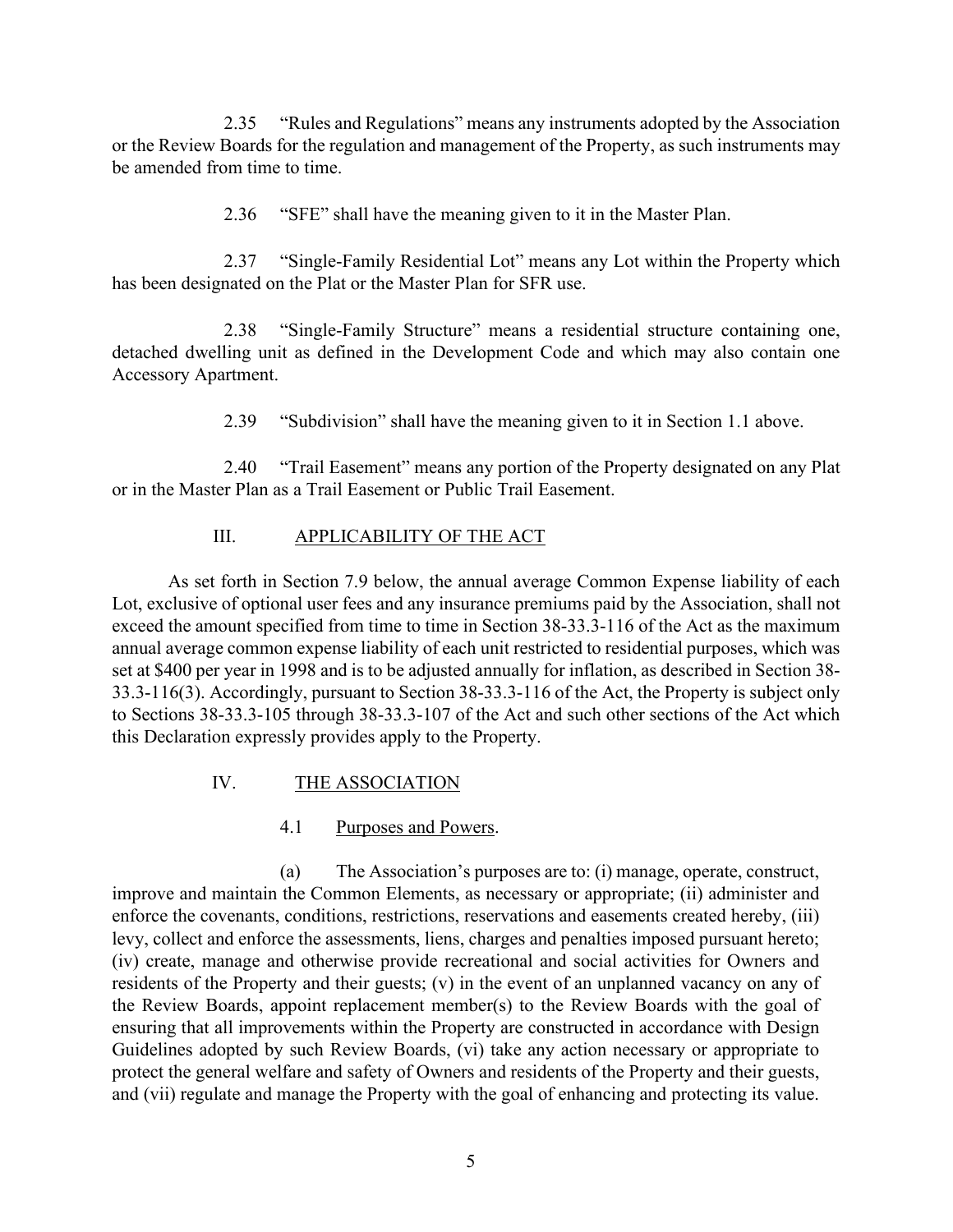2.35 "Rules and Regulations" means any instruments adopted by the Association or the Review Boards for the regulation and management of the Property, as such instruments may be amended from time to time.

2.36 "SFE" shall have the meaning given to it in the Master Plan.

2.37 "Single-Family Residential Lot" means any Lot within the Property which has been designated on the Plat or the Master Plan for SFR use.

2.38 "Single-Family Structure" means a residential structure containing one, detached dwelling unit as defined in the Development Code and which may also contain one Accessory Apartment.

2.39 "Subdivision" shall have the meaning given to it in Section 1.1 above.

2.40 "Trail Easement" means any portion of the Property designated on any Plat or in the Master Plan as a Trail Easement or Public Trail Easement.

## III. APPLICABILITY OF THE ACT

As set forth in Section 7.9 below, the annual average Common Expense liability of each Lot, exclusive of optional user fees and any insurance premiums paid by the Association, shall not exceed the amount specified from time to time in Section 38-33.3-116 of the Act as the maximum annual average common expense liability of each unit restricted to residential purposes, which was set at $400 per year in 1998 and is to be adjusted annually for inflation, as described in Section 38-33.3-116(3). Accordingly, pursuant to Section 38-33.3-116 of the Act, the Property is subject only to Sections 38-33.3-105 through 38-33.3-107 of the Act and such other sections of the Act which this Declaration expressly provides apply to the Property.

## IV. THE ASSOCIATION

### 4.1 Purposes and Powers.

(a) The Association's purposes are to: (i) manage, operate, construct, improve and maintain the Common Elements, as necessary or appropriate; (ii) administer and enforce the covenants, conditions, restrictions, reservations and easements created hereby, (iii) levy, collect and enforce the assessments, liens, charges and penalties imposed pursuant hereto; (iv) create, manage and otherwise provide recreational and social activities for Owners and residents of the Property and their guests; (v) in the event of an unplanned vacancy on any of the Review Boards, appoint replacement member(s) to the Review Boards with the goal of ensuring that all improvements within the Property are constructed in accordance with Design Guidelines adopted by such Review Boards, (vi) take any action necessary or appropriate to protect the general welfare and safety of Owners and residents of the Property and their guests, and (vii) regulate and manage the Property with the goal of enhancing and protecting its value.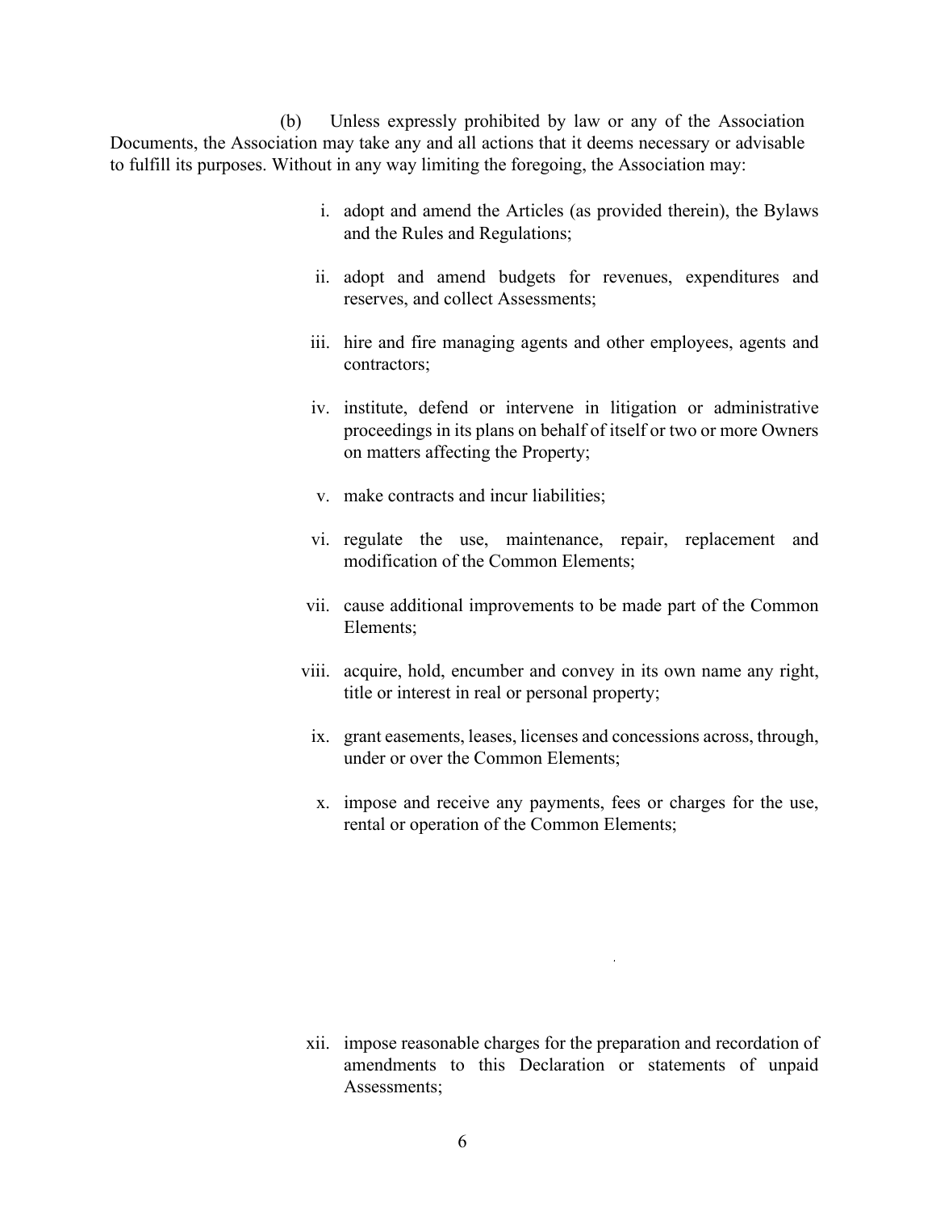(b) Unless expressly prohibited by law or any of the Association Documents, the Association may take any and all actions that it deems necessary or advisable to fulfill its purposes. Without in any way limiting the foregoing, the Association may:

i. adopt and amend the Articles (as provided therein), the Bylaws and the Rules and Regulations;

ii. adopt and amend budgets for revenues, expenditures and reserves, and collect Assessments;

iii. hire and fire managing agents and other employees, agents and contractors;

iv. institute, defend or intervene in litigation or administrative proceedings in its plans on behalf of itself or two or more Owners on matters affecting the Property;

v. make contracts and incur liabilities;

vi. regulate the use, maintenance, repair, replacement and modification of the Common Elements;

vii. cause additional improvements to be made part of the Common Elements;

viii. acquire, hold, encumber and convey in its own name any right, title or interest in real or personal property;

ix. grant easements, leases, licenses and concessions across, through, under or over the Common Elements;

x. impose and receive any payments, fees or charges for the use, rental or operation of the Common Elements;

xii. impose reasonable charges for the preparation and recordation of amendments to this Declaration or statements of unpaid Assessments;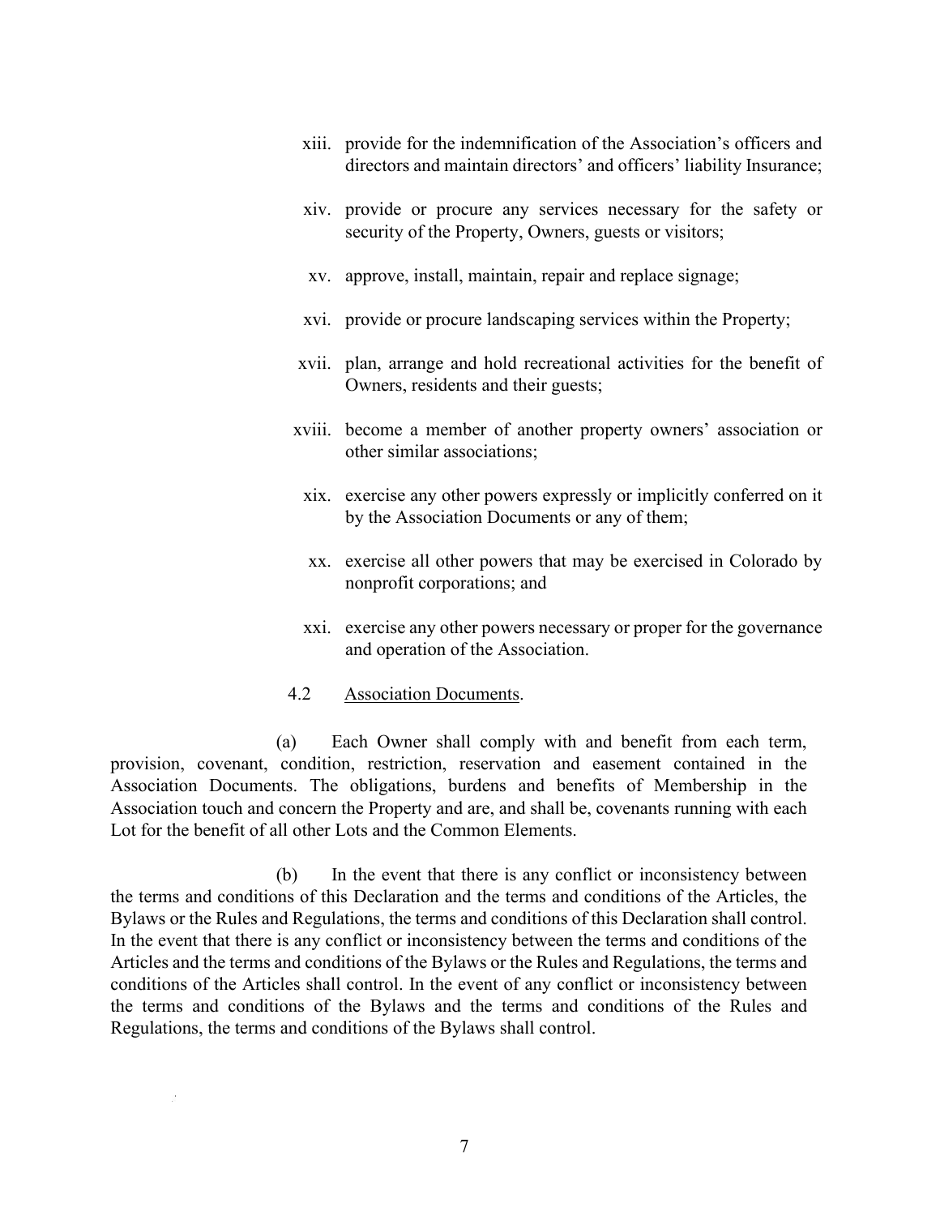xiii. provide for the indemnification of the Association's officers and directors and maintain directors' and officers' liability Insurance;

xiv. provide or procure any services necessary for the safety or security of the Property, Owners, guests or visitors;

xv. approve, install, maintain, repair and replace signage;

xvi. provide or procure landscaping services within the Property;

xvii. plan, arrange and hold recreational activities for the benefit of Owners, residents and their guests;

xviii. become a member of another property owners' association or other similar associations;

xix. exercise any other powers expressly or implicitly conferred on it by the Association Documents or any of them;

xx. exercise all other powers that may be exercised in Colorado by nonprofit corporations; and

xxi. exercise any other powers necessary or proper for the governance and operation of the Association.

4.2 Association Documents.

(a) Each Owner shall comply with and benefit from each term, provision, covenant, condition, restriction, reservation and easement contained in the Association Documents. The obligations, burdens and benefits of Membership in the Association touch and concern the Property and are, and shall be, covenants running with each Lot for the benefit of all other Lots and the Common Elements.

(b) In the event that there is any conflict or inconsistency between the terms and conditions of this Declaration and the terms and conditions of the Articles, the Bylaws or the Rules and Regulations, the terms and conditions of this Declaration shall control. In the event that there is any conflict or inconsistency between the terms and conditions of the Articles and the terms and conditions of the Bylaws or the Rules and Regulations, the terms and conditions of the Articles shall control. In the event of any conflict or inconsistency between the terms and conditions of the Bylaws and the terms and conditions of the Rules and Regulations, the terms and conditions of the Bylaws shall control.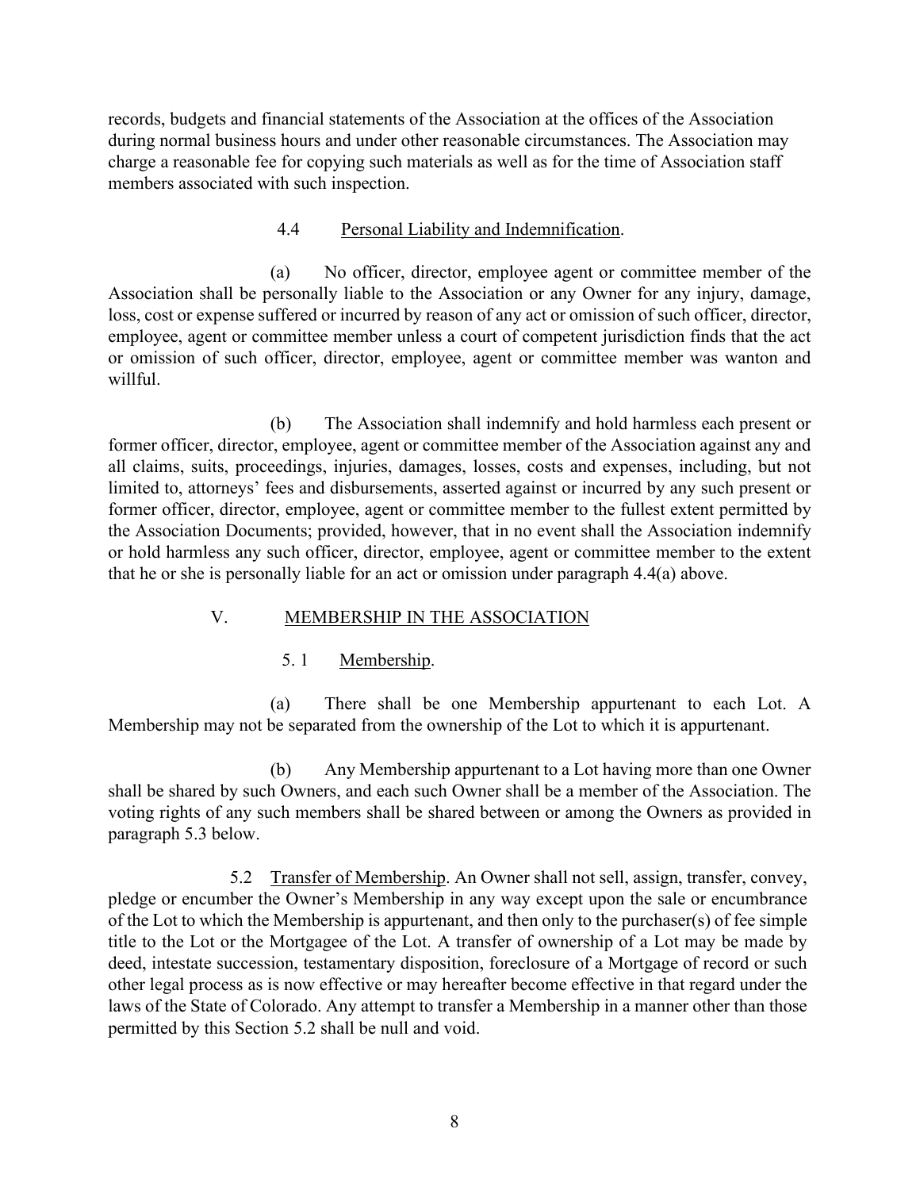records, budgets and financial statements of the Association at the offices of the Association during normal business hours and under other reasonable circumstances. The Association may charge a reasonable fee for copying such materials as well as for the time of Association staff members associated with such inspection.

4.4 Personal Liability and Indemnification.

(a) No officer, director, employee agent or committee member of the Association shall be personally liable to the Association or any Owner for any injury, damage, loss, cost or expense suffered or incurred by reason of any act or omission of such officer, director, employee, agent or committee member unless a court of competent jurisdiction finds that the act or omission of such officer, director, employee, agent or committee member was wanton and willful.

(b) The Association shall indemnify and hold harmless each present or former officer, director, employee, agent or committee member of the Association against any and all claims, suits, proceedings, injuries, damages, losses, costs and expenses, including, but not limited to, attorneys' fees and disbursements, asserted against or incurred by any such present or former officer, director, employee, agent or committee member to the fullest extent permitted by the Association Documents; provided, however, that in no event shall the Association indemnify or hold harmless any such officer, director, employee, agent or committee member to the extent that he or she is personally liable for an act or omission under paragraph 4.4(a) above.

## V. MEMBERSHIP IN THE ASSOCIATION

5. 1 Membership.

(a) There shall be one Membership appurtenant to each Lot. A Membership may not be separated from the ownership of the Lot to which it is appurtenant.

(b) Any Membership appurtenant to a Lot having more than one Owner shall be shared by such Owners, and each such Owner shall be a member of the Association. The voting rights of any such members shall be shared between or among the Owners as provided in paragraph 5.3 below.

5.2 Transfer of Membership. An Owner shall not sell, assign, transfer, convey, pledge or encumber the Owner's Membership in any way except upon the sale or encumbrance of the Lot to which the Membership is appurtenant, and then only to the purchaser(s) of fee simple title to the Lot or the Mortgagee of the Lot. A transfer of ownership of a Lot may be made by deed, intestate succession, testamentary disposition, foreclosure of a Mortgage of record or such other legal process as is now effective or may hereafter become effective in that regard under the laws of the State of Colorado. Any attempt to transfer a Membership in a manner other than those permitted by this Section 5.2 shall be null and void.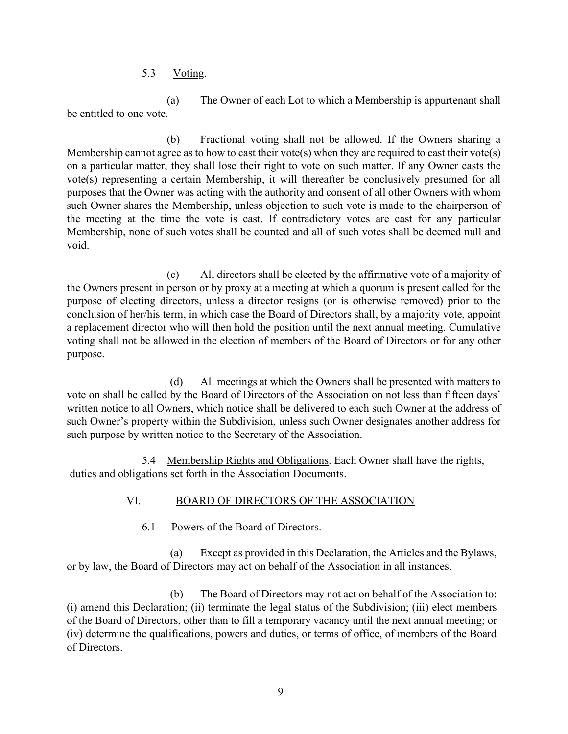5.3 Voting.

(a) The Owner of each Lot to which a Membership is appurtenant shall be entitled to one vote.

(b) Fractional voting shall not be allowed. If the Owners sharing a Membership cannot agree as to how to cast their vote(s) when they are required to cast their vote(s) on a particular matter, they shall lose their right to vote on such matter. If any Owner casts the vote(s) representing a certain Membership, it will thereafter be conclusively presumed for all purposes that the Owner was acting with the authority and consent of all other Owners with whom such Owner shares the Membership, unless objection to such vote is made to the chairperson of the meeting at the time the vote is cast. If contradictory votes are cast for any particular Membership, none of such votes shall be counted and all of such votes shall be deemed null and void.

(c) All directors shall be elected by the affirmative vote of a majority of the Owners present in person or by proxy at a meeting at which a quorum is present called for the purpose of electing directors, unless a director resigns (or is otherwise removed) prior to the conclusion of her/his term, in which case the Board of Directors shall, by a majority vote, appoint a replacement director who will then hold the position until the next annual meeting. Cumulative voting shall not be allowed in the election of members of the Board of Directors or for any other purpose.

(d) All meetings at which the Owners shall be presented with matters to vote on shall be called by the Board of Directors of the Association on not less than fifteen days' written notice to all Owners, which notice shall be delivered to each such Owner at the address of such Owner's property within the Subdivision, unless such Owner designates another address for such purpose by written notice to the Secretary of the Association.

5.4 Membership Rights and Obligations. Each Owner shall have the rights, duties and obligations set forth in the Association Documents.

## VI. BOARD OF DIRECTORS OF THE ASSOCIATION

6.1 Powers of the Board of Directors.

(a) Except as provided in this Declaration, the Articles and the Bylaws, or by law, the Board of Directors may act on behalf of the Association in all instances.

(b) The Board of Directors may not act on behalf of the Association to: (i) amend this Declaration; (ii) terminate the legal status of the Subdivision; (iii) elect members of the Board of Directors, other than to fill a temporary vacancy until the next annual meeting; or (iv) determine the qualifications, powers and duties, or terms of office, of members of the Board of Directors.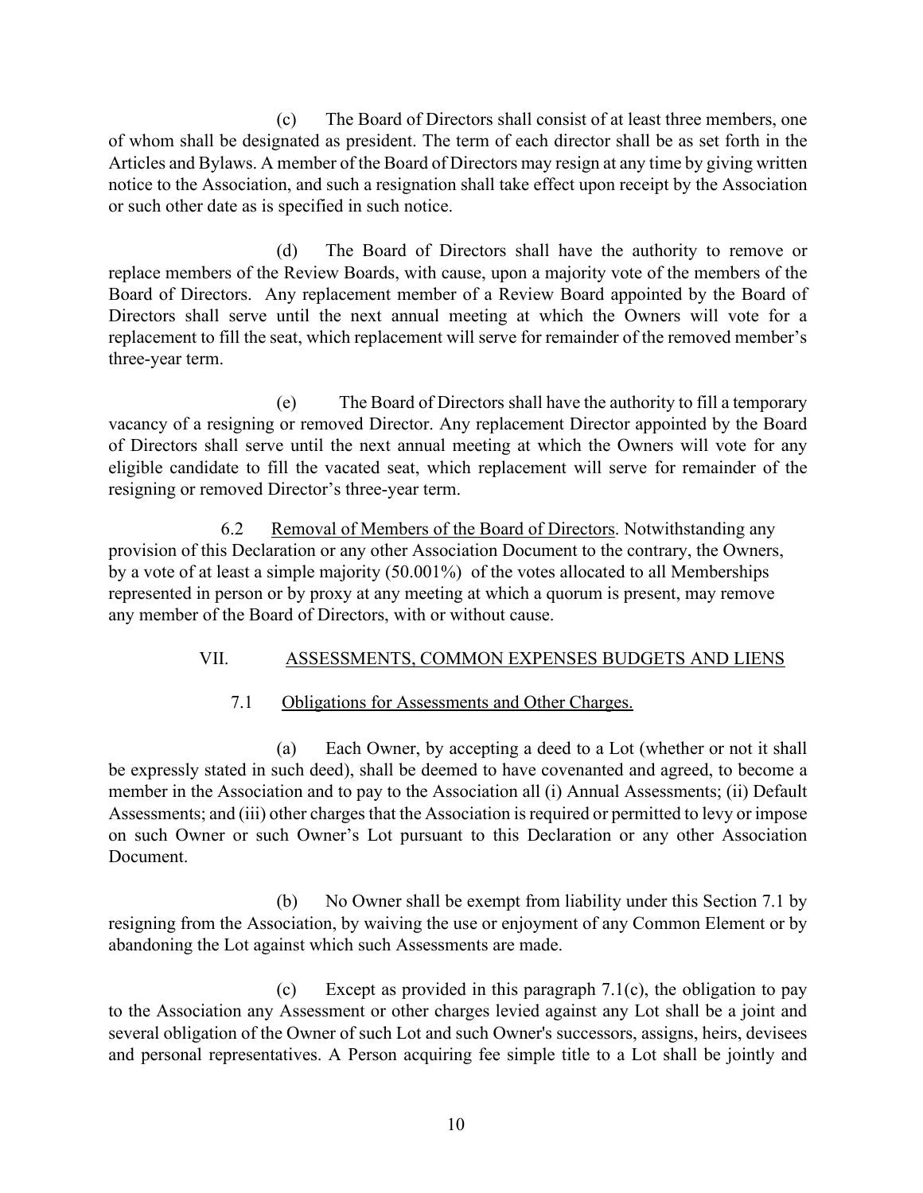(c) The Board of Directors shall consist of at least three members, one of whom shall be designated as president. The term of each director shall be as set forth in the Articles and Bylaws. A member of the Board of Directors may resign at any time by giving written notice to the Association, and such a resignation shall take effect upon receipt by the Association or such other date as is specified in such notice.

(d) The Board of Directors shall have the authority to remove or replace members of the Review Boards, with cause, upon a majority vote of the members of the Board of Directors. Any replacement member of a Review Board appointed by the Board of Directors shall serve until the next annual meeting at which the Owners will vote for a replacement to fill the seat, which replacement will serve for remainder of the removed member's three-year term.

(e) The Board of Directors shall have the authority to fill a temporary vacancy of a resigning or removed Director. Any replacement Director appointed by the Board of Directors shall serve until the next annual meeting at which the Owners will vote for any eligible candidate to fill the vacated seat, which replacement will serve for remainder of the resigning or removed Director's three-year term.

6.2 Removal of Members of the Board of Directors. Notwithstanding any provision of this Declaration or any other Association Document to the contrary, the Owners, by a vote of at least a simple majority (50.001%) of the votes allocated to all Memberships represented in person or by proxy at any meeting at which a quorum is present, may remove any member of the Board of Directors, with or without cause.

## VII. ASSESSMENTS, COMMON EXPENSES BUDGETS AND LIENS

### 7.1 Obligations for Assessments and Other Charges.

(a) Each Owner, by accepting a deed to a Lot (whether or not it shall be expressly stated in such deed), shall be deemed to have covenanted and agreed, to become a member in the Association and to pay to the Association all (i) Annual Assessments; (ii) Default Assessments; and (iii) other charges that the Association is required or permitted to levy or impose on such Owner or such Owner's Lot pursuant to this Declaration or any other Association Document.

(b) No Owner shall be exempt from liability under this Section 7.1 by resigning from the Association, by waiving the use or enjoyment of any Common Element or by abandoning the Lot against which such Assessments are made.

(c) Except as provided in this paragraph 7.1(c), the obligation to pay to the Association any Assessment or other charges levied against any Lot shall be a joint and several obligation of the Owner of such Lot and such Owner's successors, assigns, heirs, devisees and personal representatives. A Person acquiring fee simple title to a Lot shall be jointly and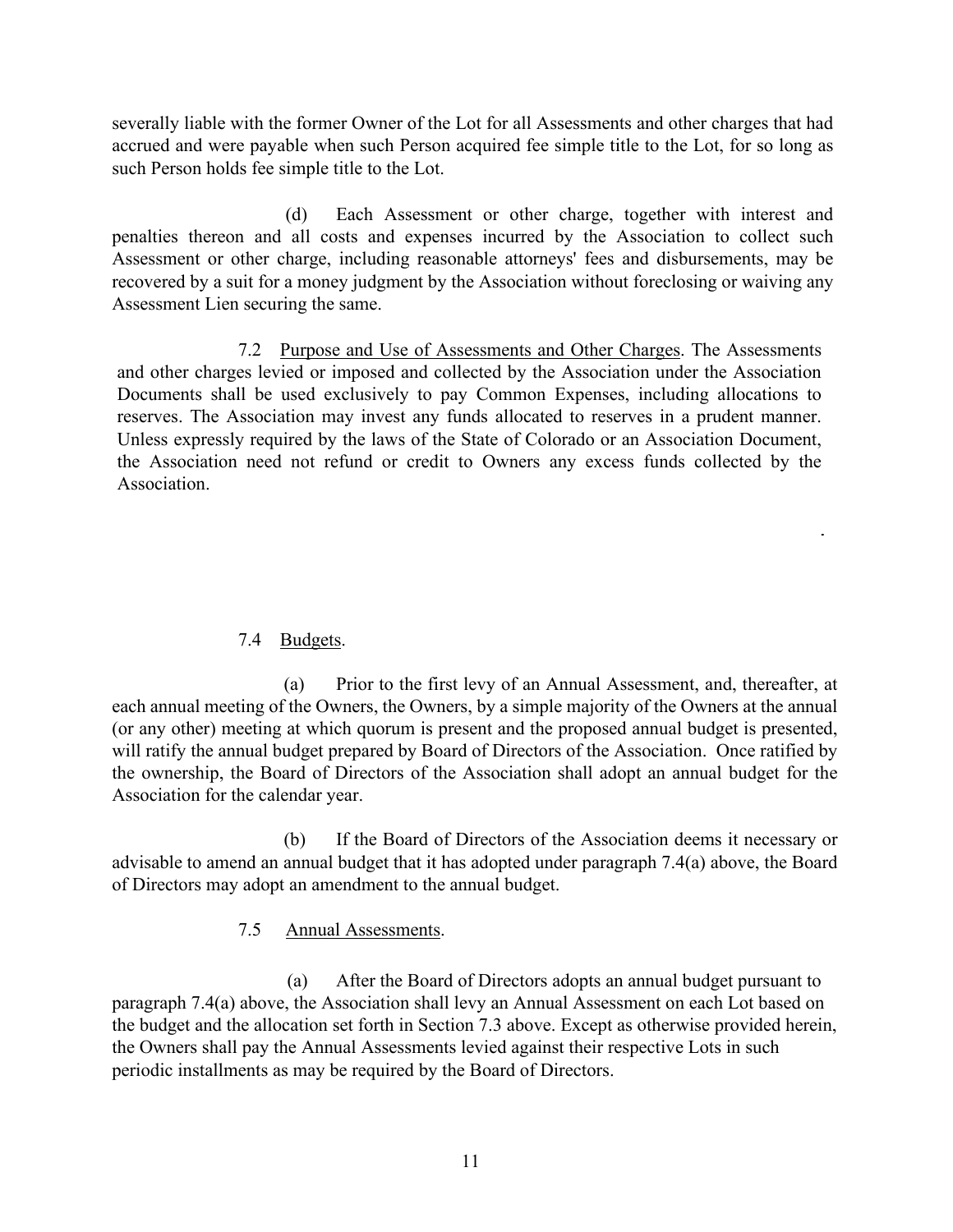severally liable with the former Owner of the Lot for all Assessments and other charges that had accrued and were payable when such Person acquired fee simple title to the Lot, for so long as such Person holds fee simple title to the Lot.

(d) Each Assessment or other charge, together with interest and penalties thereon and all costs and expenses incurred by the Association to collect such Assessment or other charge, including reasonable attorneys' fees and disbursements, may be recovered by a suit for a money judgment by the Association without foreclosing or waiving any Assessment Lien securing the same.

7.2 Purpose and Use of Assessments and Other Charges. The Assessments and other charges levied or imposed and collected by the Association under the Association Documents shall be used exclusively to pay Common Expenses, including allocations to reserves. The Association may invest any funds allocated to reserves in a prudent manner. Unless expressly required by the laws of the State of Colorado or an Association Document, the Association need not refund or credit to Owners any excess funds collected by the Association.

.

7.4 Budgets.

(a) Prior to the first levy of an Annual Assessment, and, thereafter, at each annual meeting of the Owners, the Owners, by a simple majority of the Owners at the annual (or any other) meeting at which quorum is present and the proposed annual budget is presented, will ratify the annual budget prepared by Board of Directors of the Association. Once ratified by the ownership, the Board of Directors of the Association shall adopt an annual budget for the Association for the calendar year.

(b) If the Board of Directors of the Association deems it necessary or advisable to amend an annual budget that it has adopted under paragraph 7.4(a) above, the Board of Directors may adopt an amendment to the annual budget.

7.5 Annual Assessments.

(a) After the Board of Directors adopts an annual budget pursuant to paragraph 7.4(a) above, the Association shall levy an Annual Assessment on each Lot based on the budget and the allocation set forth in Section 7.3 above. Except as otherwise provided herein, the Owners shall pay the Annual Assessments levied against their respective Lots in such periodic installments as may be required by the Board of Directors.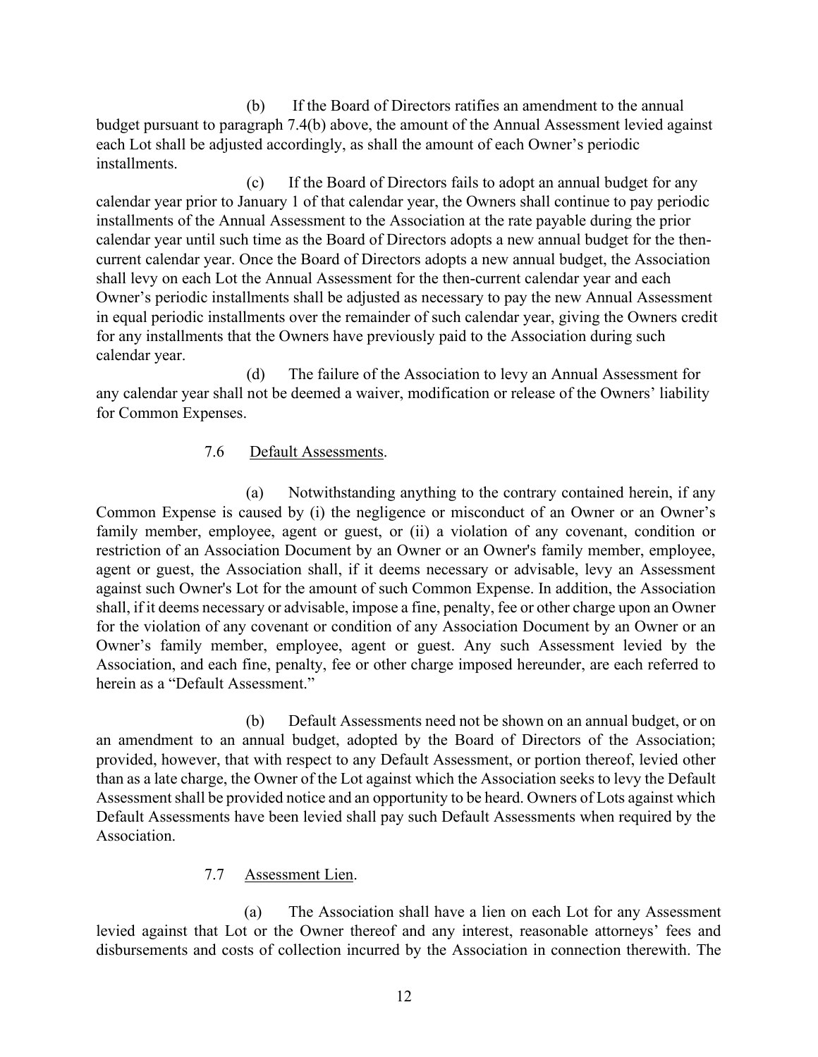(b) If the Board of Directors ratifies an amendment to the annual budget pursuant to paragraph 7.4(b) above, the amount of the Annual Assessment levied against each Lot shall be adjusted accordingly, as shall the amount of each Owner's periodic installments.

(c) If the Board of Directors fails to adopt an annual budget for any calendar year prior to January 1 of that calendar year, the Owners shall continue to pay periodic installments of the Annual Assessment to the Association at the rate payable during the prior calendar year until such time as the Board of Directors adopts a new annual budget for the then-current calendar year. Once the Board of Directors adopts a new annual budget, the Association shall levy on each Lot the Annual Assessment for the then-current calendar year and each Owner's periodic installments shall be adjusted as necessary to pay the new Annual Assessment in equal periodic installments over the remainder of such calendar year, giving the Owners credit for any installments that the Owners have previously paid to the Association during such calendar year.

(d) The failure of the Association to levy an Annual Assessment for any calendar year shall not be deemed a waiver, modification or release of the Owners' liability for Common Expenses.

7.6 Default Assessments.

(a) Notwithstanding anything to the contrary contained herein, if any Common Expense is caused by (i) the negligence or misconduct of an Owner or an Owner's family member, employee, agent or guest, or (ii) a violation of any covenant, condition or restriction of an Association Document by an Owner or an Owner's family member, employee, agent or guest, the Association shall, if it deems necessary or advisable, levy an Assessment against such Owner's Lot for the amount of such Common Expense. In addition, the Association shall, if it deems necessary or advisable, impose a fine, penalty, fee or other charge upon an Owner for the violation of any covenant or condition of any Association Document by an Owner or an Owner's family member, employee, agent or guest. Any such Assessment levied by the Association, and each fine, penalty, fee or other charge imposed hereunder, are each referred to herein as a "Default Assessment."

(b) Default Assessments need not be shown on an annual budget, or on an amendment to an annual budget, adopted by the Board of Directors of the Association; provided, however, that with respect to any Default Assessment, or portion thereof, levied other than as a late charge, the Owner of the Lot against which the Association seeks to levy the Default Assessment shall be provided notice and an opportunity to be heard. Owners of Lots against which Default Assessments have been levied shall pay such Default Assessments when required by the Association.

7.7 Assessment Lien.

(a) The Association shall have a lien on each Lot for any Assessment levied against that Lot or the Owner thereof and any interest, reasonable attorneys' fees and disbursements and costs of collection incurred by the Association in connection therewith. The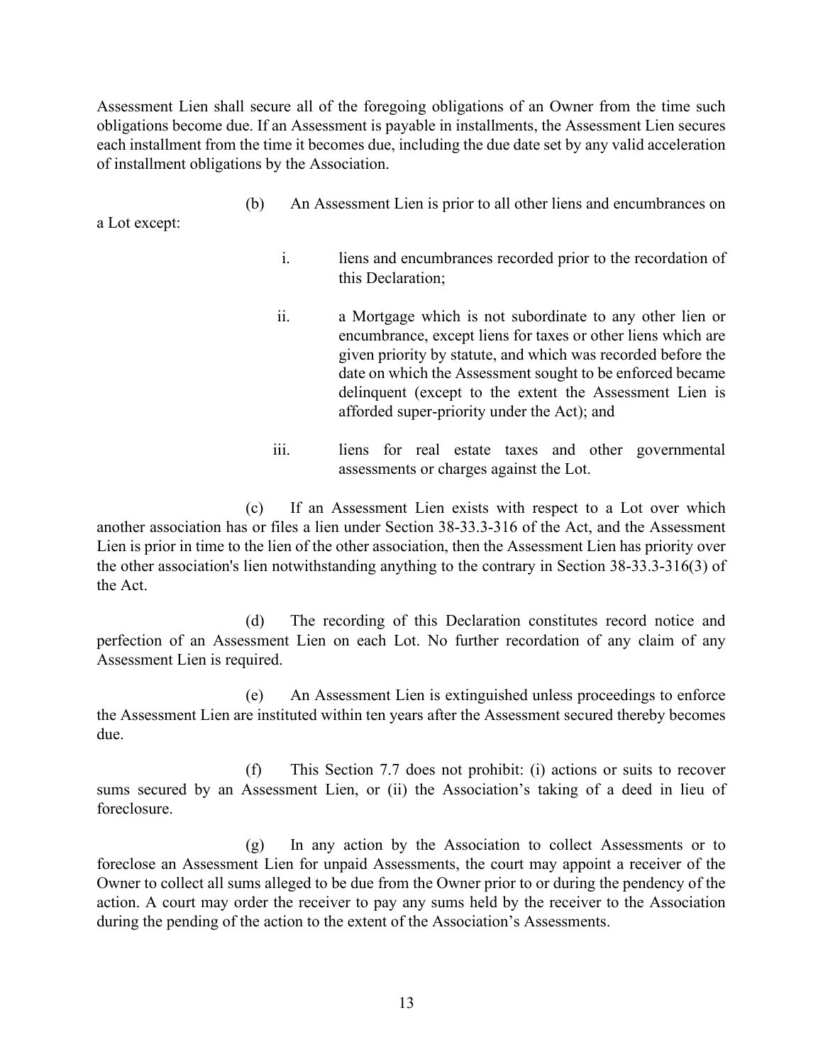Assessment Lien shall secure all of the foregoing obligations of an Owner from the time such obligations become due. If an Assessment is payable in installments, the Assessment Lien secures each installment from the time it becomes due, including the due date set by any valid acceleration of installment obligations by the Association.

(b) An Assessment Lien is prior to all other liens and encumbrances on a Lot except:

i. liens and encumbrances recorded prior to the recordation of this Declaration;

ii. a Mortgage which is not subordinate to any other lien or encumbrance, except liens for taxes or other liens which are given priority by statute, and which was recorded before the date on which the Assessment sought to be enforced became delinquent (except to the extent the Assessment Lien is afforded super-priority under the Act); and

iii. liens for real estate taxes and other governmental assessments or charges against the Lot.

(c) If an Assessment Lien exists with respect to a Lot over which another association has or files a lien under Section 38-33.3-316 of the Act, and the Assessment Lien is prior in time to the lien of the other association, then the Assessment Lien has priority over the other association's lien notwithstanding anything to the contrary in Section 38-33.3-316(3) of the Act.

(d) The recording of this Declaration constitutes record notice and perfection of an Assessment Lien on each Lot. No further recordation of any claim of any Assessment Lien is required.

(e) An Assessment Lien is extinguished unless proceedings to enforce the Assessment Lien are instituted within ten years after the Assessment secured thereby becomes due.

(f) This Section 7.7 does not prohibit: (i) actions or suits to recover sums secured by an Assessment Lien, or (ii) the Association's taking of a deed in lieu of foreclosure.

(g) In any action by the Association to collect Assessments or to foreclose an Assessment Lien for unpaid Assessments, the court may appoint a receiver of the Owner to collect all sums alleged to be due from the Owner prior to or during the pendency of the action. A court may order the receiver to pay any sums held by the receiver to the Association during the pending of the action to the extent of the Association's Assessments.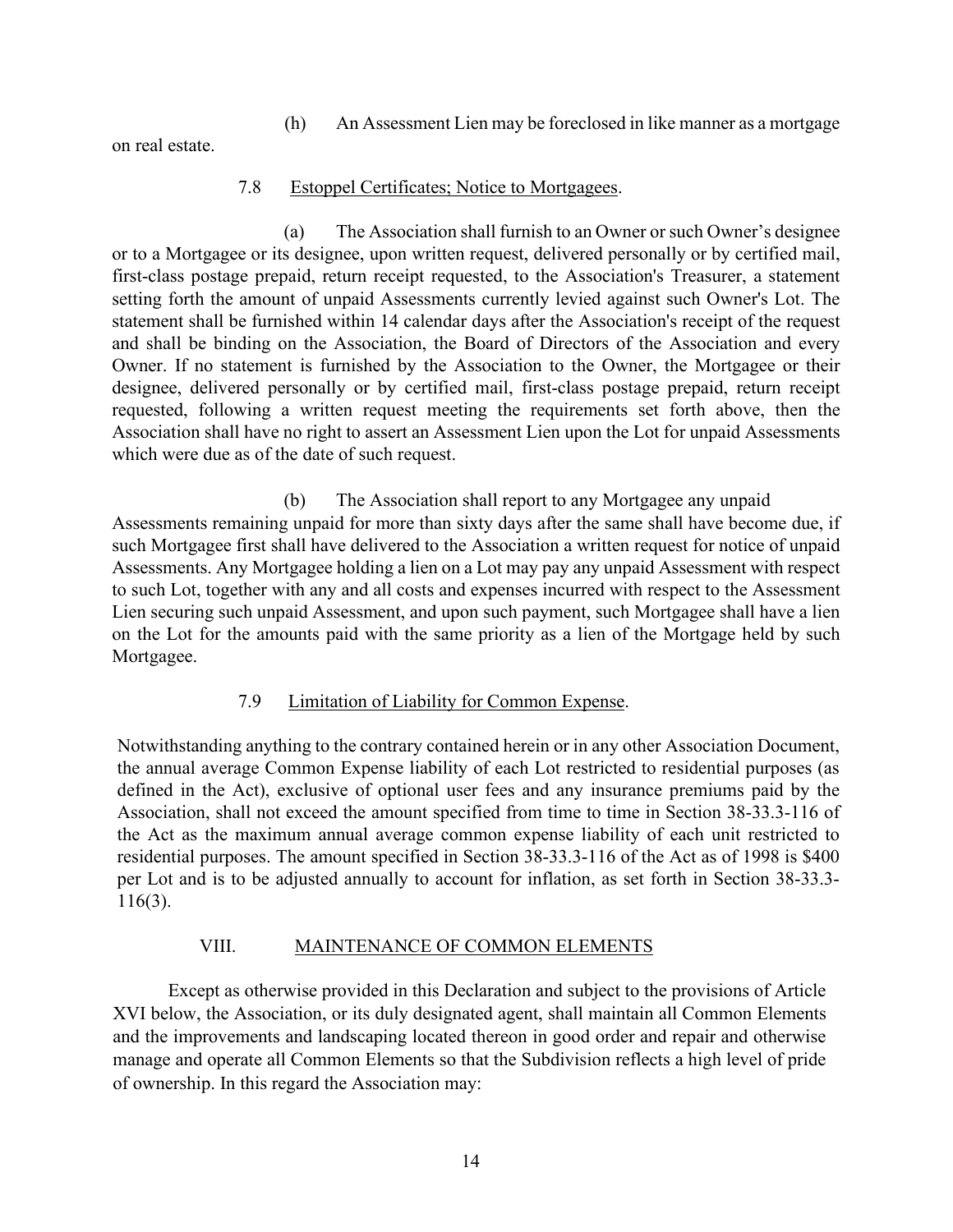(h) An Assessment Lien may be foreclosed in like manner as a mortgage on real estate.

7.8 Estoppel Certificates; Notice to Mortgagees.

(a) The Association shall furnish to an Owner or such Owner's designee or to a Mortgagee or its designee, upon written request, delivered personally or by certified mail, first-class postage prepaid, return receipt requested, to the Association's Treasurer, a statement setting forth the amount of unpaid Assessments currently levied against such Owner's Lot. The statement shall be furnished within 14 calendar days after the Association's receipt of the request and shall be binding on the Association, the Board of Directors of the Association and every Owner. If no statement is furnished by the Association to the Owner, the Mortgagee or their designee, delivered personally or by certified mail, first-class postage prepaid, return receipt requested, following a written request meeting the requirements set forth above, then the Association shall have no right to assert an Assessment Lien upon the Lot for unpaid Assessments which were due as of the date of such request.

(b) The Association shall report to any Mortgagee any unpaid Assessments remaining unpaid for more than sixty days after the same shall have become due, if such Mortgagee first shall have delivered to the Association a written request for notice of unpaid Assessments. Any Mortgagee holding a lien on a Lot may pay any unpaid Assessment with respect to such Lot, together with any and all costs and expenses incurred with respect to the Assessment Lien securing such unpaid Assessment, and upon such payment, such Mortgagee shall have a lien on the Lot for the amounts paid with the same priority as a lien of the Mortgage held by such Mortgagee.

7.9 Limitation of Liability for Common Expense.

Notwithstanding anything to the contrary contained herein or in any other Association Document, the annual average Common Expense liability of each Lot restricted to residential purposes (as defined in the Act), exclusive of optional user fees and any insurance premiums paid by the Association, shall not exceed the amount specified from time to time in Section 38-33.3-116 of the Act as the maximum annual average common expense liability of each unit restricted to residential purposes. The amount specified in Section 38-33.3-116 of the Act as of 1998 is $400 per Lot and is to be adjusted annually to account for inflation, as set forth in Section 38-33.3-116(3).

## VIII. MAINTENANCE OF COMMON ELEMENTS

Except as otherwise provided in this Declaration and subject to the provisions of Article XVI below, the Association, or its duly designated agent, shall maintain all Common Elements and the improvements and landscaping located thereon in good order and repair and otherwise manage and operate all Common Elements so that the Subdivision reflects a high level of pride of ownership. In this regard the Association may: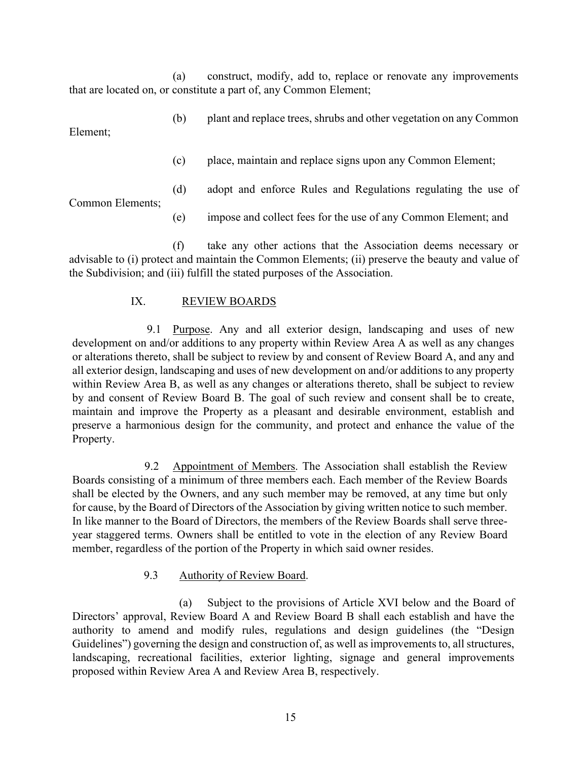(a) construct, modify, add to, replace or renovate any improvements that are located on, or constitute a part of, any Common Element;

(b) plant and replace trees, shrubs and other vegetation on any Common Element;

(c) place, maintain and replace signs upon any Common Element;

(d) adopt and enforce Rules and Regulations regulating the use of Common Elements;

(e) impose and collect fees for the use of any Common Element; and

(f) take any other actions that the Association deems necessary or advisable to (i) protect and maintain the Common Elements; (ii) preserve the beauty and value of the Subdivision; and (iii) fulfill the stated purposes of the Association.

## IX. REVIEW BOARDS

9.1 Purpose. Any and all exterior design, landscaping and uses of new development on and/or additions to any property within Review Area A as well as any changes or alterations thereto, shall be subject to review by and consent of Review Board A, and any and all exterior design, landscaping and uses of new development on and/or additions to any property within Review Area B, as well as any changes or alterations thereto, shall be subject to review by and consent of Review Board B. The goal of such review and consent shall be to create, maintain and improve the Property as a pleasant and desirable environment, establish and preserve a harmonious design for the community, and protect and enhance the value of the Property.

9.2 Appointment of Members. The Association shall establish the Review Boards consisting of a minimum of three members each. Each member of the Review Boards shall be elected by the Owners, and any such member may be removed, at any time but only for cause, by the Board of Directors of the Association by giving written notice to such member. In like manner to the Board of Directors, the members of the Review Boards shall serve three-year staggered terms. Owners shall be entitled to vote in the election of any Review Board member, regardless of the portion of the Property in which said owner resides.

9.3 Authority of Review Board.

(a) Subject to the provisions of Article XVI below and the Board of Directors' approval, Review Board A and Review Board B shall each establish and have the authority to amend and modify rules, regulations and design guidelines (the "Design Guidelines") governing the design and construction of, as well as improvements to, all structures, landscaping, recreational facilities, exterior lighting, signage and general improvements proposed within Review Area A and Review Area B, respectively.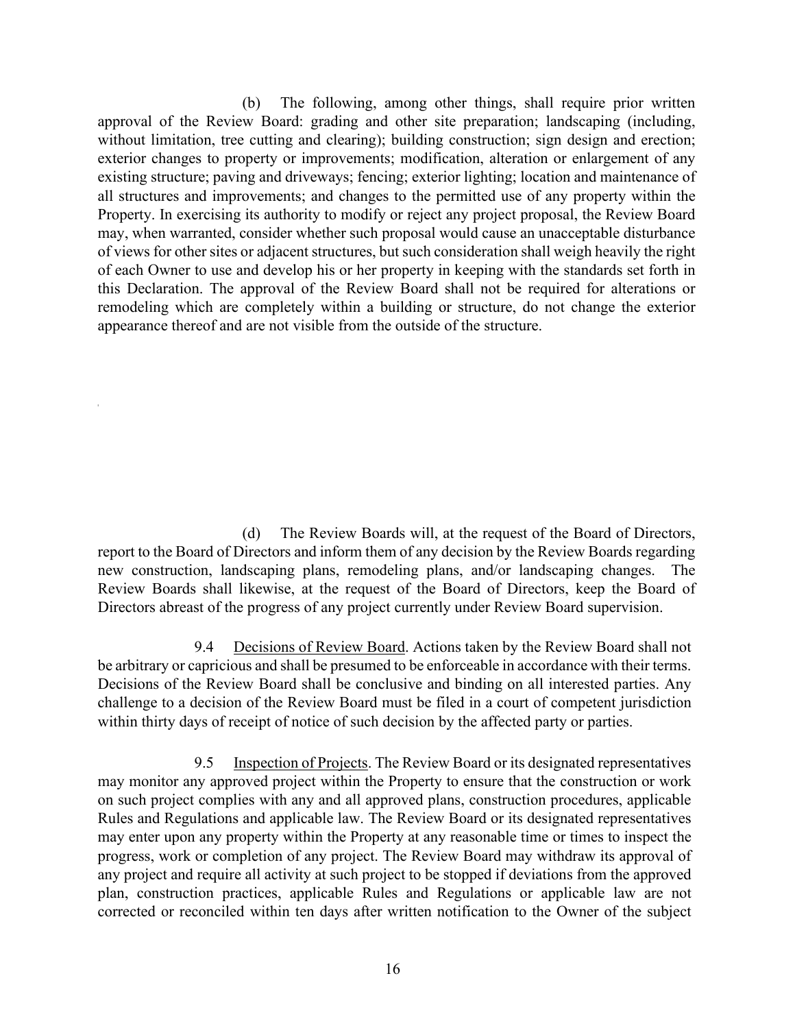(b) The following, among other things, shall require prior written approval of the Review Board: grading and other site preparation; landscaping (including, without limitation, tree cutting and clearing); building construction; sign design and erection; exterior changes to property or improvements; modification, alteration or enlargement of any existing structure; paving and driveways; fencing; exterior lighting; location and maintenance of all structures and improvements; and changes to the permitted use of any property within the Property. In exercising its authority to modify or reject any project proposal, the Review Board may, when warranted, consider whether such proposal would cause an unacceptable disturbance of views for other sites or adjacent structures, but such consideration shall weigh heavily the right of each Owner to use and develop his or her property in keeping with the standards set forth in this Declaration. The approval of the Review Board shall not be required for alterations or remodeling which are completely within a building or structure, do not change the exterior appearance thereof and are not visible from the outside of the structure.

(d) The Review Boards will, at the request of the Board of Directors, report to the Board of Directors and inform them of any decision by the Review Boards regarding new construction, landscaping plans, remodeling plans, and/or landscaping changes. The Review Boards shall likewise, at the request of the Board of Directors, keep the Board of Directors abreast of the progress of any project currently under Review Board supervision.

9.4 <u>Decisions of Review Board</u>. Actions taken by the Review Board shall not be arbitrary or capricious and shall be presumed to be enforceable in accordance with their terms. Decisions of the Review Board shall be conclusive and binding on all interested parties. Any challenge to a decision of the Review Board must be filed in a court of competent jurisdiction within thirty days of receipt of notice of such decision by the affected party or parties.

9.5 <u>Inspection of Projects</u>. The Review Board or its designated representatives may monitor any approved project within the Property to ensure that the construction or work on such project complies with any and all approved plans, construction procedures, applicable Rules and Regulations and applicable law. The Review Board or its designated representatives may enter upon any property within the Property at any reasonable time or times to inspect the progress, work or completion of any project. The Review Board may withdraw its approval of any project and require all activity at such project to be stopped if deviations from the approved plan, construction practices, applicable Rules and Regulations or applicable law are not corrected or reconciled within ten days after written notification to the Owner of the subject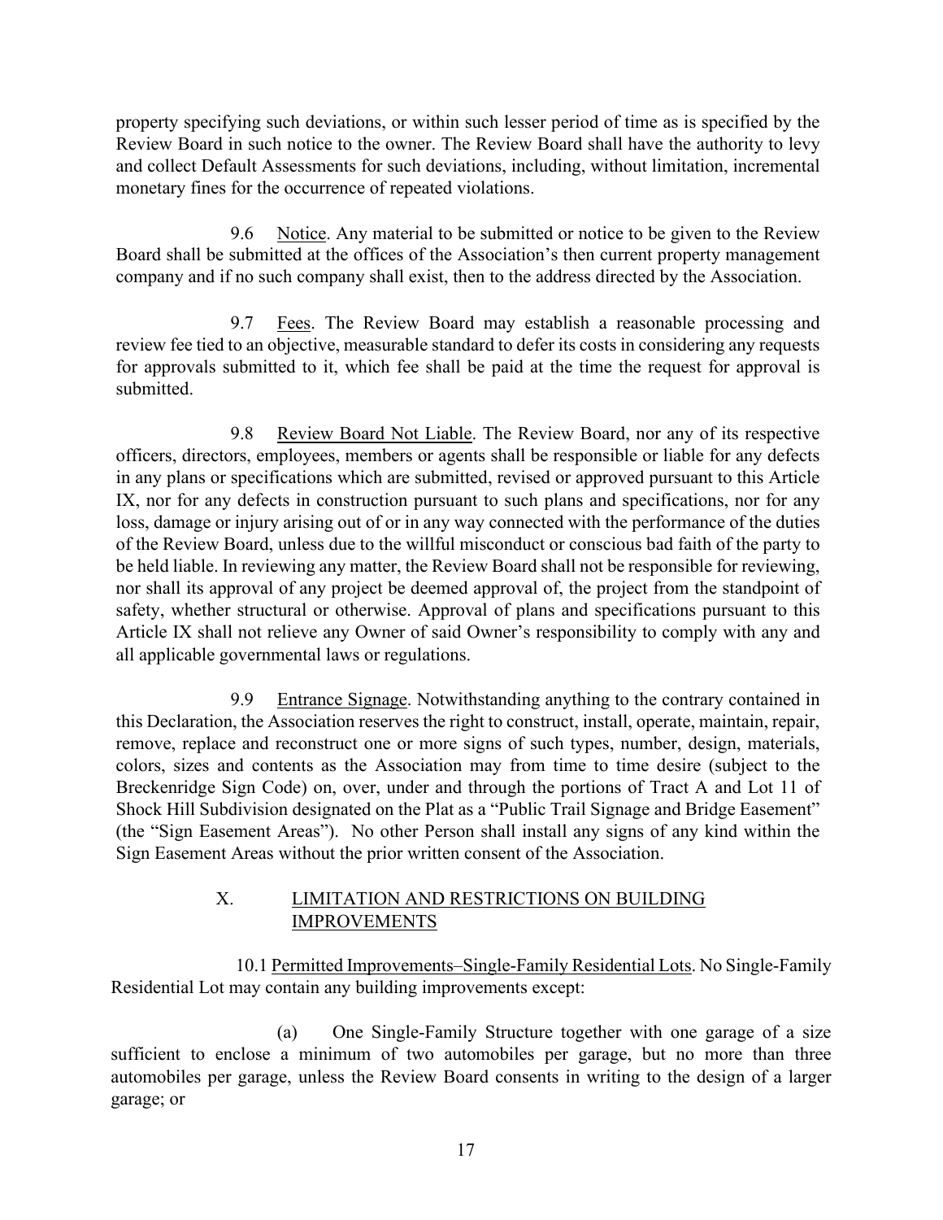property specifying such deviations, or within such lesser period of time as is specified by the Review Board in such notice to the owner. The Review Board shall have the authority to levy and collect Default Assessments for such deviations, including, without limitation, incremental monetary fines for the occurrence of repeated violations.

9.6 Notice. Any material to be submitted or notice to be given to the Review Board shall be submitted at the offices of the Association's then current property management company and if no such company shall exist, then to the address directed by the Association.

9.7 Fees. The Review Board may establish a reasonable processing and review fee tied to an objective, measurable standard to defer its costs in considering any requests for approvals submitted to it, which fee shall be paid at the time the request for approval is submitted.

9.8 Review Board Not Liable. The Review Board, nor any of its respective officers, directors, employees, members or agents shall be responsible or liable for any defects in any plans or specifications which are submitted, revised or approved pursuant to this Article IX, nor for any defects in construction pursuant to such plans and specifications, nor for any loss, damage or injury arising out of or in any way connected with the performance of the duties of the Review Board, unless due to the willful misconduct or conscious bad faith of the party to be held liable. In reviewing any matter, the Review Board shall not be responsible for reviewing, nor shall its approval of any project be deemed approval of, the project from the standpoint of safety, whether structural or otherwise. Approval of plans and specifications pursuant to this Article IX shall not relieve any Owner of said Owner's responsibility to comply with any and all applicable governmental laws or regulations.

9.9 Entrance Signage. Notwithstanding anything to the contrary contained in this Declaration, the Association reserves the right to construct, install, operate, maintain, repair, remove, replace and reconstruct one or more signs of such types, number, design, materials, colors, sizes and contents as the Association may from time to time desire (subject to the Breckenridge Sign Code) on, over, under and through the portions of Tract A and Lot 11 of Shock Hill Subdivision designated on the Plat as a "Public Trail Signage and Bridge Easement" (the "Sign Easement Areas"). No other Person shall install any signs of any kind within the Sign Easement Areas without the prior written consent of the Association.

## X. LIMITATION AND RESTRICTIONS ON BUILDING IMPROVEMENTS

10.1 Permitted Improvements–Single-Family Residential Lots. No Single-Family Residential Lot may contain any building improvements except:

(a) One Single-Family Structure together with one garage of a size sufficient to enclose a minimum of two automobiles per garage, but no more than three automobiles per garage, unless the Review Board consents in writing to the design of a larger garage; or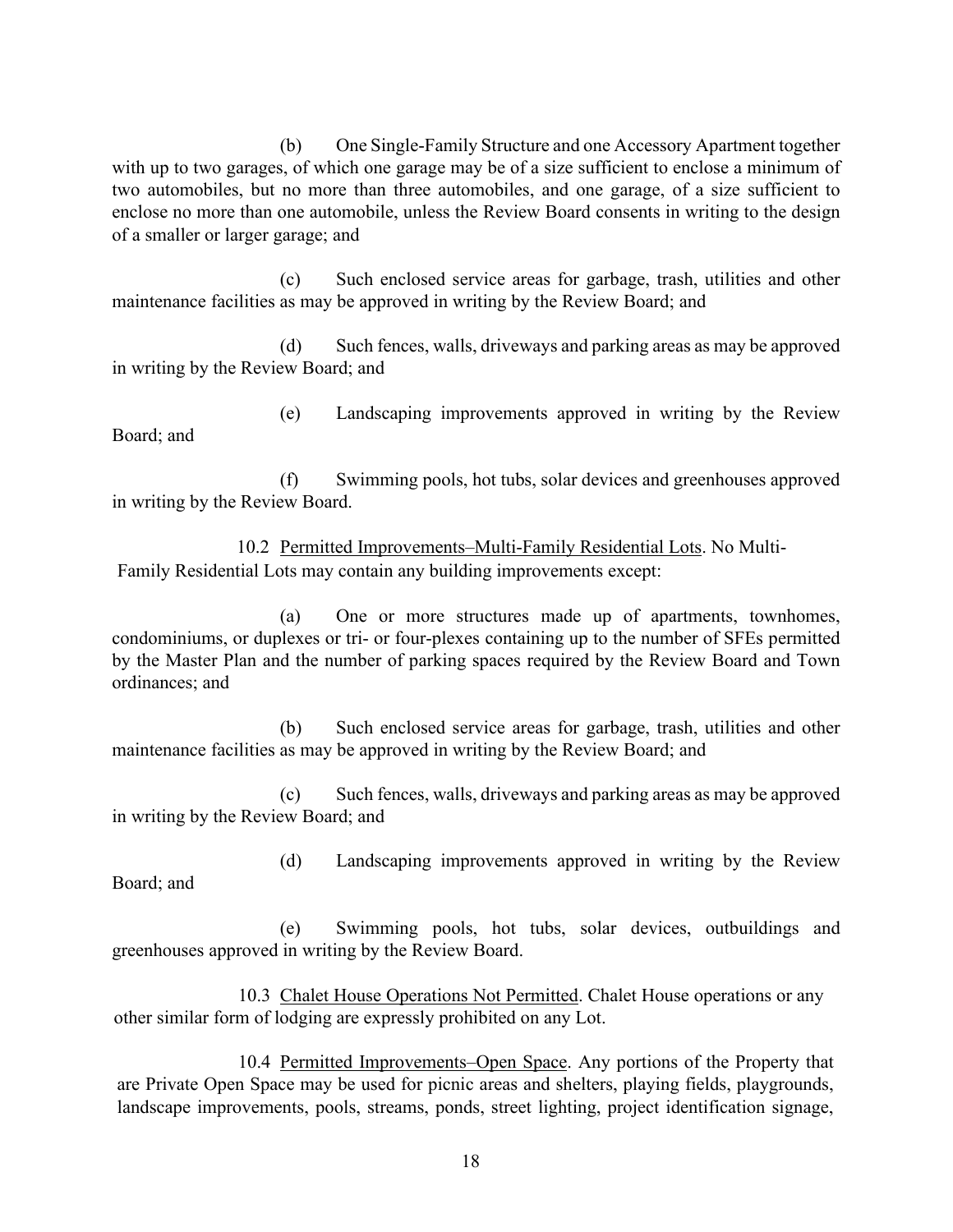(b) One Single-Family Structure and one Accessory Apartment together with up to two garages, of which one garage may be of a size sufficient to enclose a minimum of two automobiles, but no more than three automobiles, and one garage, of a size sufficient to enclose no more than one automobile, unless the Review Board consents in writing to the design of a smaller or larger garage; and

(c) Such enclosed service areas for garbage, trash, utilities and other maintenance facilities as may be approved in writing by the Review Board; and

(d) Such fences, walls, driveways and parking areas as may be approved in writing by the Review Board; and

(e) Landscaping improvements approved in writing by the Review Board; and

(f) Swimming pools, hot tubs, solar devices and greenhouses approved in writing by the Review Board.

10.2 <u>Permitted Improvements–Multi-Family Residential Lots</u>. No Multi-Family Residential Lots may contain any building improvements except:

(a) One or more structures made up of apartments, townhomes, condominiums, or duplexes or tri- or four-plexes containing up to the number of SFEs permitted by the Master Plan and the number of parking spaces required by the Review Board and Town ordinances; and

(b) Such enclosed service areas for garbage, trash, utilities and other maintenance facilities as may be approved in writing by the Review Board; and

(c) Such fences, walls, driveways and parking areas as may be approved in writing by the Review Board; and

(d) Landscaping improvements approved in writing by the Review Board; and

(e) Swimming pools, hot tubs, solar devices, outbuildings and greenhouses approved in writing by the Review Board.

10.3 <u>Chalet House Operations Not Permitted</u>. Chalet House operations or any other similar form of lodging are expressly prohibited on any Lot.

10.4 <u>Permitted Improvements–Open Space</u>. Any portions of the Property that are Private Open Space may be used for picnic areas and shelters, playing fields, playgrounds, landscape improvements, pools, streams, ponds, street lighting, project identification signage,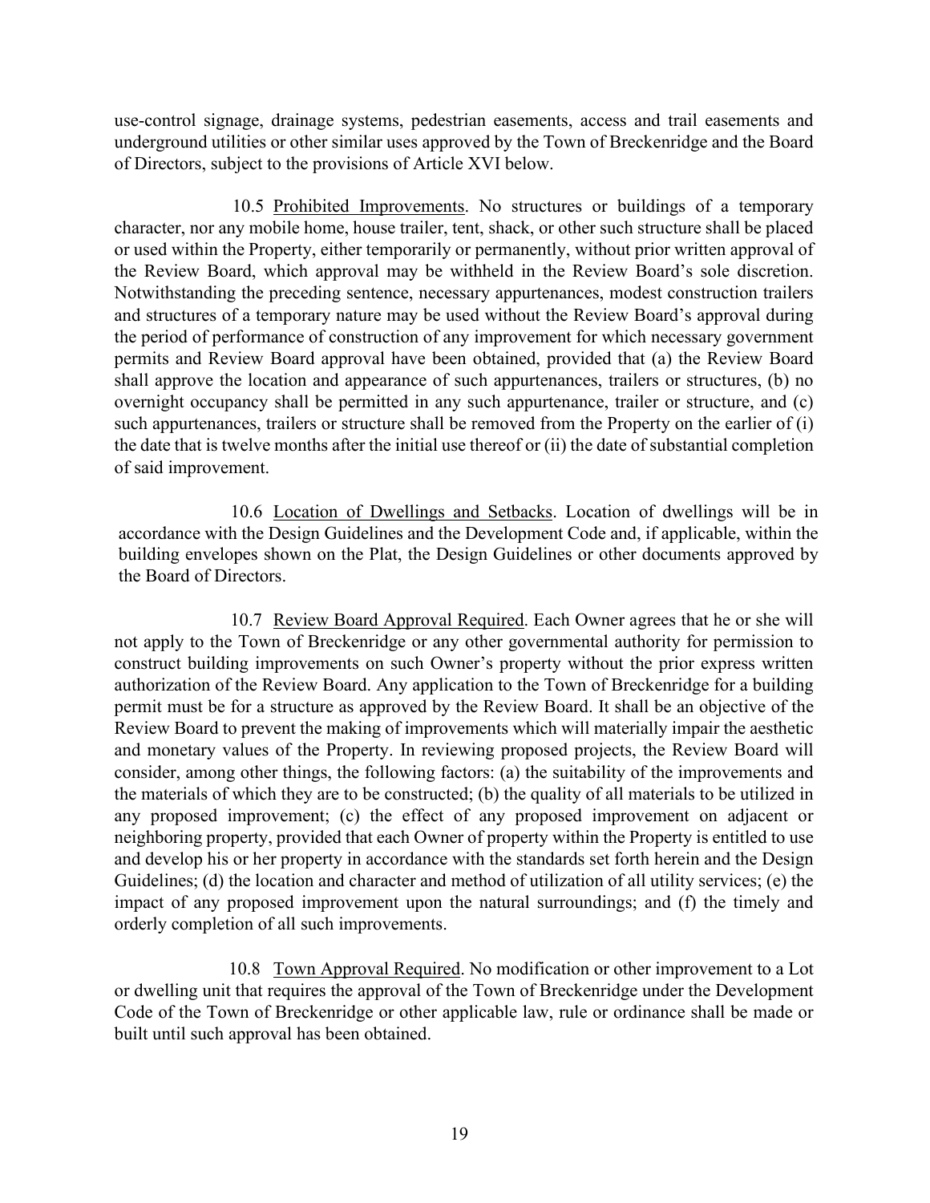use-control signage, drainage systems, pedestrian easements, access and trail easements and underground utilities or other similar uses approved by the Town of Breckenridge and the Board of Directors, subject to the provisions of Article XVI below.

10.5 <u>Prohibited Improvements</u>. No structures or buildings of a temporary character, nor any mobile home, house trailer, tent, shack, or other such structure shall be placed or used within the Property, either temporarily or permanently, without prior written approval of the Review Board, which approval may be withheld in the Review Board's sole discretion. Notwithstanding the preceding sentence, necessary appurtenances, modest construction trailers and structures of a temporary nature may be used without the Review Board's approval during the period of performance of construction of any improvement for which necessary government permits and Review Board approval have been obtained, provided that (a) the Review Board shall approve the location and appearance of such appurtenances, trailers or structures, (b) no overnight occupancy shall be permitted in any such appurtenance, trailer or structure, and (c) such appurtenances, trailers or structure shall be removed from the Property on the earlier of (i) the date that is twelve months after the initial use thereof or (ii) the date of substantial completion of said improvement.

10.6 <u>Location of Dwellings and Setbacks</u>. Location of dwellings will be in accordance with the Design Guidelines and the Development Code and, if applicable, within the building envelopes shown on the Plat, the Design Guidelines or other documents approved by the Board of Directors.

10.7 <u>Review Board Approval Required</u>. Each Owner agrees that he or she will not apply to the Town of Breckenridge or any other governmental authority for permission to construct building improvements on such Owner's property without the prior express written authorization of the Review Board. Any application to the Town of Breckenridge for a building permit must be for a structure as approved by the Review Board. It shall be an objective of the Review Board to prevent the making of improvements which will materially impair the aesthetic and monetary values of the Property. In reviewing proposed projects, the Review Board will consider, among other things, the following factors: (a) the suitability of the improvements and the materials of which they are to be constructed; (b) the quality of all materials to be utilized in any proposed improvement; (c) the effect of any proposed improvement on adjacent or neighboring property, provided that each Owner of property within the Property is entitled to use and develop his or her property in accordance with the standards set forth herein and the Design Guidelines; (d) the location and character and method of utilization of all utility services; (e) the impact of any proposed improvement upon the natural surroundings; and (f) the timely and orderly completion of all such improvements.

10.8 <u>Town Approval Required</u>. No modification or other improvement to a Lot or dwelling unit that requires the approval of the Town of Breckenridge under the Development Code of the Town of Breckenridge or other applicable law, rule or ordinance shall be made or built until such approval has been obtained.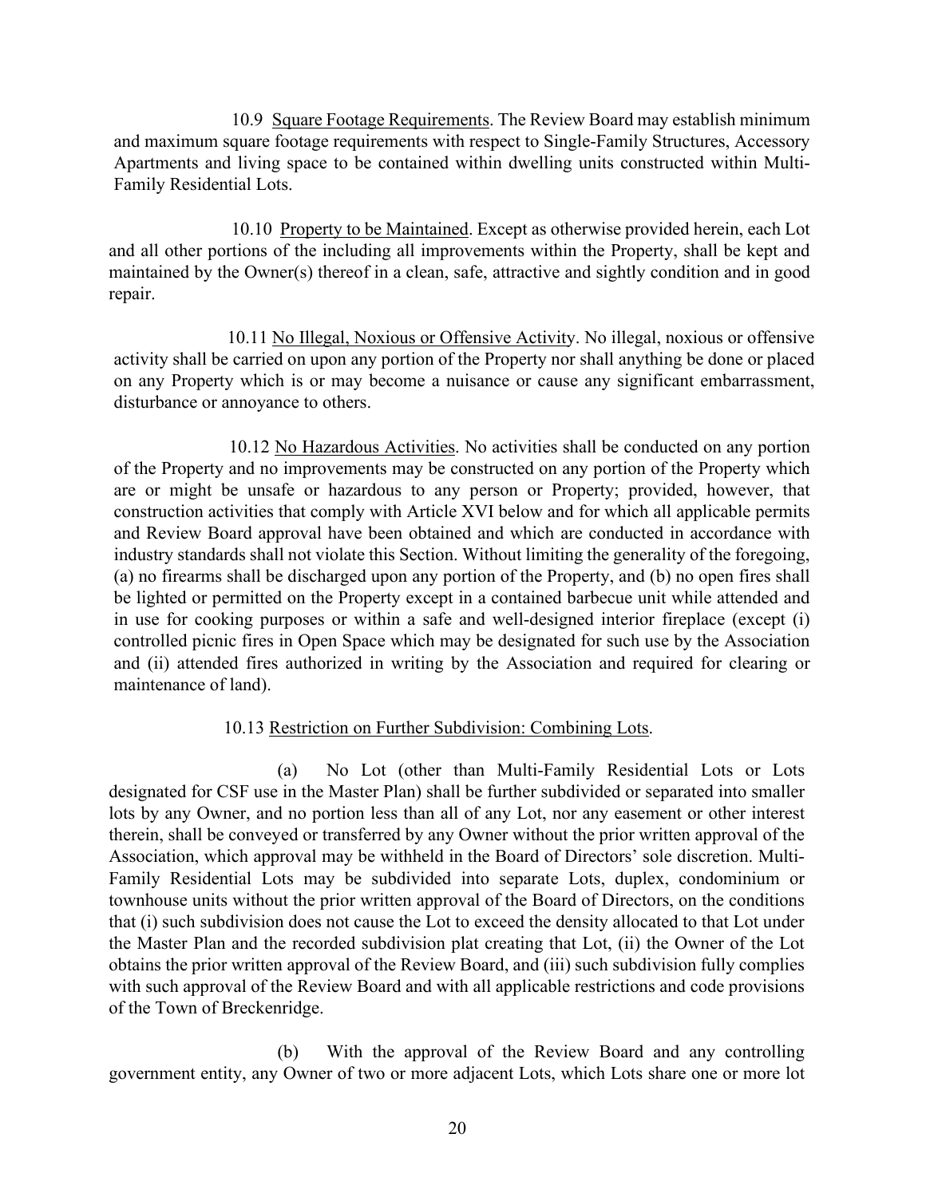10.9 Square Footage Requirements. The Review Board may establish minimum and maximum square footage requirements with respect to Single-Family Structures, Accessory Apartments and living space to be contained within dwelling units constructed within Multi-Family Residential Lots.

10.10 Property to be Maintained. Except as otherwise provided herein, each Lot and all other portions of the including all improvements within the Property, shall be kept and maintained by the Owner(s) thereof in a clean, safe, attractive and sightly condition and in good repair.

10.11 No Illegal, Noxious or Offensive Activity. No illegal, noxious or offensive activity shall be carried on upon any portion of the Property nor shall anything be done or placed on any Property which is or may become a nuisance or cause any significant embarrassment, disturbance or annoyance to others.

10.12 No Hazardous Activities. No activities shall be conducted on any portion of the Property and no improvements may be constructed on any portion of the Property which are or might be unsafe or hazardous to any person or Property; provided, however, that construction activities that comply with Article XVI below and for which all applicable permits and Review Board approval have been obtained and which are conducted in accordance with industry standards shall not violate this Section. Without limiting the generality of the foregoing, (a) no firearms shall be discharged upon any portion of the Property, and (b) no open fires shall be lighted or permitted on the Property except in a contained barbecue unit while attended and in use for cooking purposes or within a safe and well-designed interior fireplace (except (i) controlled picnic fires in Open Space which may be designated for such use by the Association and (ii) attended fires authorized in writing by the Association and required for clearing or maintenance of land).

10.13 Restriction on Further Subdivision: Combining Lots.

(a) No Lot (other than Multi-Family Residential Lots or Lots designated for CSF use in the Master Plan) shall be further subdivided or separated into smaller lots by any Owner, and no portion less than all of any Lot, nor any easement or other interest therein, shall be conveyed or transferred by any Owner without the prior written approval of the Association, which approval may be withheld in the Board of Directors' sole discretion. Multi-Family Residential Lots may be subdivided into separate Lots, duplex, condominium or townhouse units without the prior written approval of the Board of Directors, on the conditions that (i) such subdivision does not cause the Lot to exceed the density allocated to that Lot under the Master Plan and the recorded subdivision plat creating that Lot, (ii) the Owner of the Lot obtains the prior written approval of the Review Board, and (iii) such subdivision fully complies with such approval of the Review Board and with all applicable restrictions and code provisions of the Town of Breckenridge.

(b) With the approval of the Review Board and any controlling government entity, any Owner of two or more adjacent Lots, which Lots share one or more lot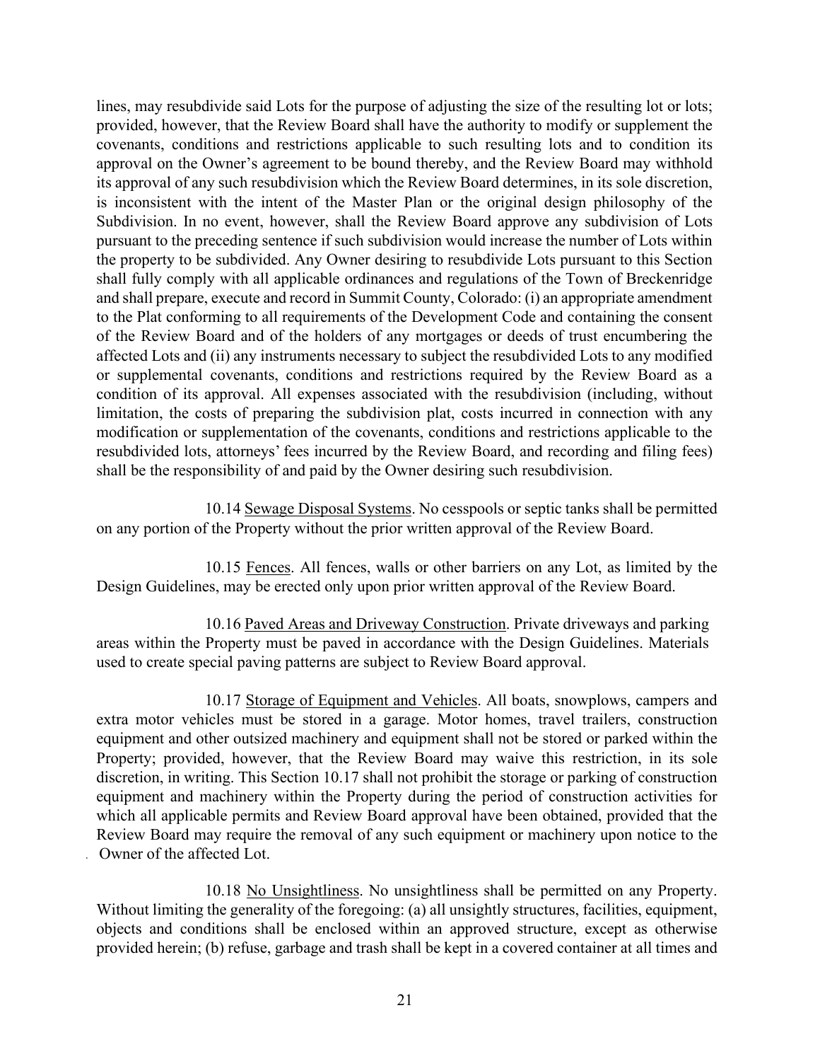lines, may resubdivide said Lots for the purpose of adjusting the size of the resulting lot or lots; provided, however, that the Review Board shall have the authority to modify or supplement the covenants, conditions and restrictions applicable to such resulting lots and to condition its approval on the Owner's agreement to be bound thereby, and the Review Board may withhold its approval of any such resubdivision which the Review Board determines, in its sole discretion, is inconsistent with the intent of the Master Plan or the original design philosophy of the Subdivision. In no event, however, shall the Review Board approve any subdivision of Lots pursuant to the preceding sentence if such subdivision would increase the number of Lots within the property to be subdivided. Any Owner desiring to resubdivide Lots pursuant to this Section shall fully comply with all applicable ordinances and regulations of the Town of Breckenridge and shall prepare, execute and record in Summit County, Colorado: (i) an appropriate amendment to the Plat conforming to all requirements of the Development Code and containing the consent of the Review Board and of the holders of any mortgages or deeds of trust encumbering the affected Lots and (ii) any instruments necessary to subject the resubdivided Lots to any modified or supplemental covenants, conditions and restrictions required by the Review Board as a condition of its approval. All expenses associated with the resubdivision (including, without limitation, the costs of preparing the subdivision plat, costs incurred in connection with any modification or supplementation of the covenants, conditions and restrictions applicable to the resubdivided lots, attorneys' fees incurred by the Review Board, and recording and filing fees) shall be the responsibility of and paid by the Owner desiring such resubdivision.

10.14 <u>Sewage Disposal Systems</u>. No cesspools or septic tanks shall be permitted on any portion of the Property without the prior written approval of the Review Board.

10.15 <u>Fences</u>. All fences, walls or other barriers on any Lot, as limited by the Design Guidelines, may be erected only upon prior written approval of the Review Board.

10.16 <u>Paved Areas and Driveway Construction</u>. Private driveways and parking areas within the Property must be paved in accordance with the Design Guidelines. Materials used to create special paving patterns are subject to Review Board approval.

10.17 <u>Storage of Equipment and Vehicles</u>. All boats, snowplows, campers and extra motor vehicles must be stored in a garage. Motor homes, travel trailers, construction equipment and other outsized machinery and equipment shall not be stored or parked within the Property; provided, however, that the Review Board may waive this restriction, in its sole discretion, in writing. This Section 10.17 shall not prohibit the storage or parking of construction equipment and machinery within the Property during the period of construction activities for which all applicable permits and Review Board approval have been obtained, provided that the Review Board may require the removal of any such equipment or machinery upon notice to the Owner of the affected Lot.

10.18 <u>No Unsightliness</u>. No unsightliness shall be permitted on any Property. Without limiting the generality of the foregoing: (a) all unsightly structures, facilities, equipment, objects and conditions shall be enclosed within an approved structure, except as otherwise provided herein; (b) refuse, garbage and trash shall be kept in a covered container at all times and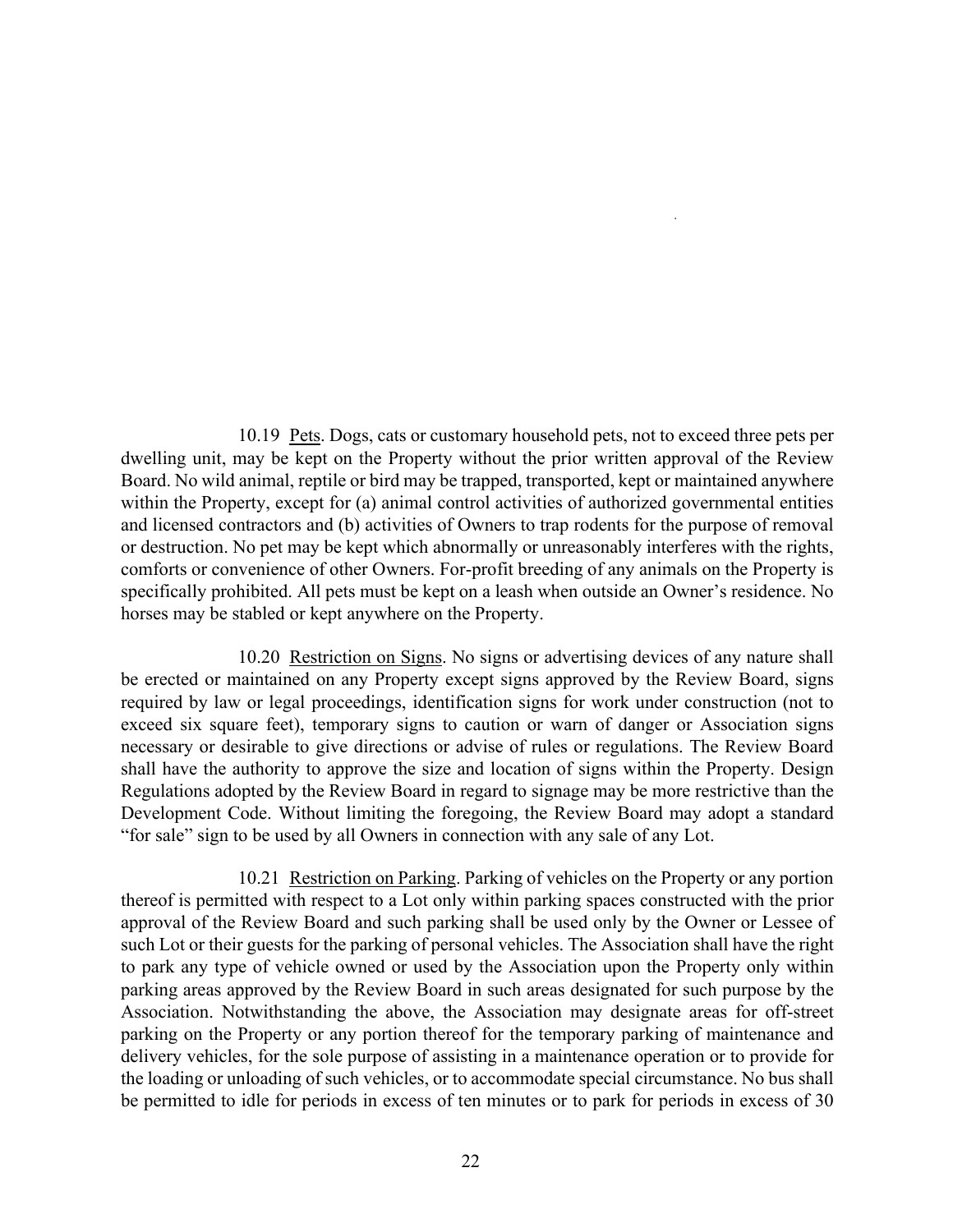10.19 Pets. Dogs, cats or customary household pets, not to exceed three pets per dwelling unit, may be kept on the Property without the prior written approval of the Review Board. No wild animal, reptile or bird may be trapped, transported, kept or maintained anywhere within the Property, except for (a) animal control activities of authorized governmental entities and licensed contractors and (b) activities of Owners to trap rodents for the purpose of removal or destruction. No pet may be kept which abnormally or unreasonably interferes with the rights, comforts or convenience of other Owners. For-profit breeding of any animals on the Property is specifically prohibited. All pets must be kept on a leash when outside an Owner's residence. No horses may be stabled or kept anywhere on the Property.

10.20 Restriction on Signs. No signs or advertising devices of any nature shall be erected or maintained on any Property except signs approved by the Review Board, signs required by law or legal proceedings, identification signs for work under construction (not to exceed six square feet), temporary signs to caution or warn of danger or Association signs necessary or desirable to give directions or advise of rules or regulations. The Review Board shall have the authority to approve the size and location of signs within the Property. Design Regulations adopted by the Review Board in regard to signage may be more restrictive than the Development Code. Without limiting the foregoing, the Review Board may adopt a standard "for sale" sign to be used by all Owners in connection with any sale of any Lot.

10.21 Restriction on Parking. Parking of vehicles on the Property or any portion thereof is permitted with respect to a Lot only within parking spaces constructed with the prior approval of the Review Board and such parking shall be used only by the Owner or Lessee of such Lot or their guests for the parking of personal vehicles. The Association shall have the right to park any type of vehicle owned or used by the Association upon the Property only within parking areas approved by the Review Board in such areas designated for such purpose by the Association. Notwithstanding the above, the Association may designate areas for off-street parking on the Property or any portion thereof for the temporary parking of maintenance and delivery vehicles, for the sole purpose of assisting in a maintenance operation or to provide for the loading or unloading of such vehicles, or to accommodate special circumstance. No bus shall be permitted to idle for periods in excess of ten minutes or to park for periods in excess of 30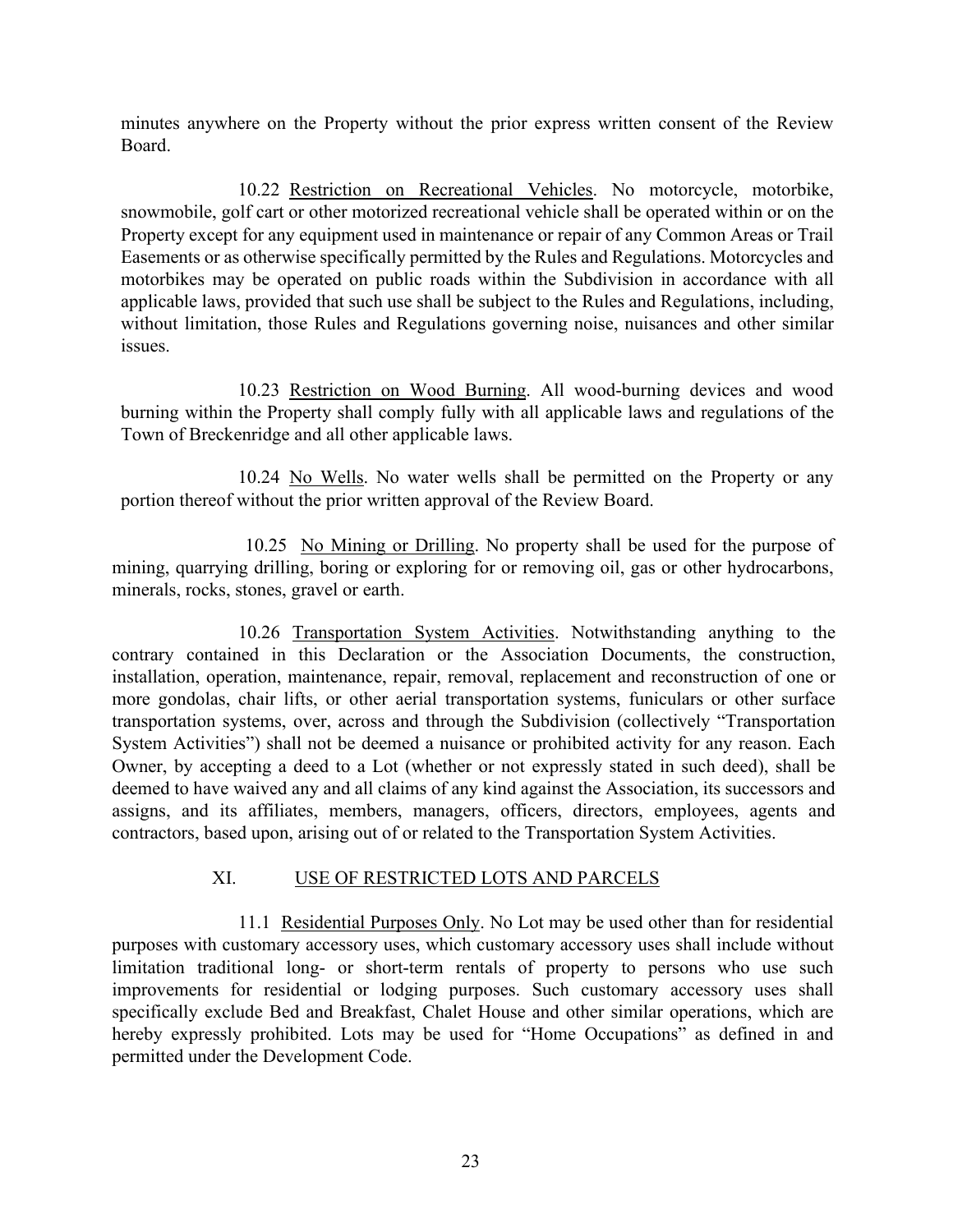minutes anywhere on the Property without the prior express written consent of the Review Board.

10.22 <u>Restriction on Recreational Vehicles</u>. No motorcycle, motorbike, snowmobile, golf cart or other motorized recreational vehicle shall be operated within or on the Property except for any equipment used in maintenance or repair of any Common Areas or Trail Easements or as otherwise specifically permitted by the Rules and Regulations. Motorcycles and motorbikes may be operated on public roads within the Subdivision in accordance with all applicable laws, provided that such use shall be subject to the Rules and Regulations, including, without limitation, those Rules and Regulations governing noise, nuisances and other similar issues.

10.23 <u>Restriction on Wood Burning</u>. All wood-burning devices and wood burning within the Property shall comply fully with all applicable laws and regulations of the Town of Breckenridge and all other applicable laws.

10.24 <u>No Wells</u>. No water wells shall be permitted on the Property or any portion thereof without the prior written approval of the Review Board.

10.25 <u>No Mining or Drilling</u>. No property shall be used for the purpose of mining, quarrying drilling, boring or exploring for or removing oil, gas or other hydrocarbons, minerals, rocks, stones, gravel or earth.

10.26 <u>Transportation System Activities</u>. Notwithstanding anything to the contrary contained in this Declaration or the Association Documents, the construction, installation, operation, maintenance, repair, removal, replacement and reconstruction of one or more gondolas, chair lifts, or other aerial transportation systems, funiculars or other surface transportation systems, over, across and through the Subdivision (collectively "Transportation System Activities") shall not be deemed a nuisance or prohibited activity for any reason. Each Owner, by accepting a deed to a Lot (whether or not expressly stated in such deed), shall be deemed to have waived any and all claims of any kind against the Association, its successors and assigns, and its affiliates, members, managers, officers, directors, employees, agents and contractors, based upon, arising out of or related to the Transportation System Activities.

## XI. <u>USE OF RESTRICTED LOTS AND PARCELS</u>

11.1 <u>Residential Purposes Only</u>. No Lot may be used other than for residential purposes with customary accessory uses, which customary accessory uses shall include without limitation traditional long- or short-term rentals of property to persons who use such improvements for residential or lodging purposes. Such customary accessory uses shall specifically exclude Bed and Breakfast, Chalet House and other similar operations, which are hereby expressly prohibited. Lots may be used for "Home Occupations" as defined in and permitted under the Development Code.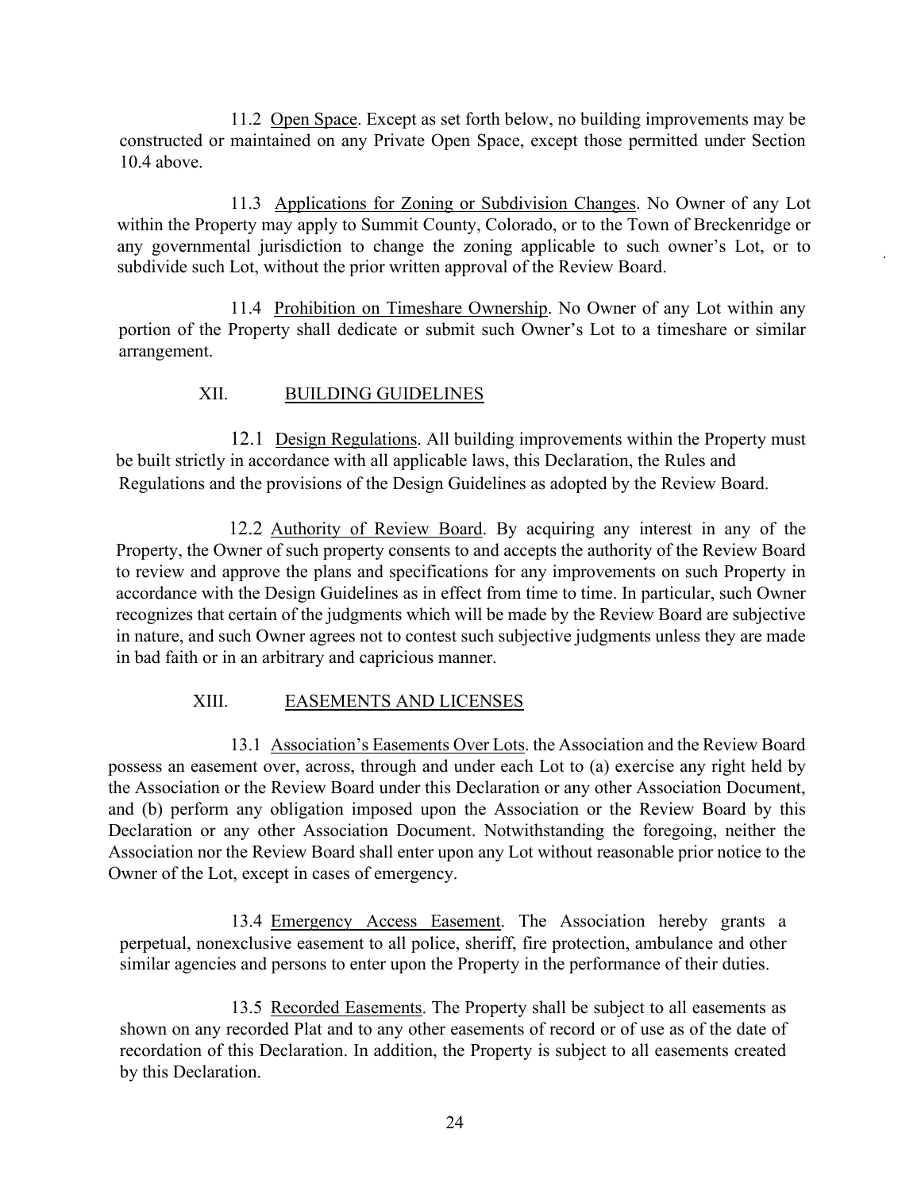11.2 Open Space. Except as set forth below, no building improvements may be constructed or maintained on any Private Open Space, except those permitted under Section 10.4 above.

11.3 Applications for Zoning or Subdivision Changes. No Owner of any Lot within the Property may apply to Summit County, Colorado, or to the Town of Breckenridge or any governmental jurisdiction to change the zoning applicable to such owner's Lot, or to subdivide such Lot, without the prior written approval of the Review Board.

11.4 Prohibition on Timeshare Ownership. No Owner of any Lot within any portion of the Property shall dedicate or submit such Owner's Lot to a timeshare or similar arrangement.

## XII. BUILDING GUIDELINES

12.1 Design Regulations. All building improvements within the Property must be built strictly in accordance with all applicable laws, this Declaration, the Rules and Regulations and the provisions of the Design Guidelines as adopted by the Review Board.

12.2 Authority of Review Board. By acquiring any interest in any of the Property, the Owner of such property consents to and accepts the authority of the Review Board to review and approve the plans and specifications for any improvements on such Property in accordance with the Design Guidelines as in effect from time to time. In particular, such Owner recognizes that certain of the judgments which will be made by the Review Board are subjective in nature, and such Owner agrees not to contest such subjective judgments unless they are made in bad faith or in an arbitrary and capricious manner.

## XIII. EASEMENTS AND LICENSES

13.1 Association's Easements Over Lots. the Association and the Review Board possess an easement over, across, through and under each Lot to (a) exercise any right held by the Association or the Review Board under this Declaration or any other Association Document, and (b) perform any obligation imposed upon the Association or the Review Board by this Declaration or any other Association Document. Notwithstanding the foregoing, neither the Association nor the Review Board shall enter upon any Lot without reasonable prior notice to the Owner of the Lot, except in cases of emergency.

13.4 Emergency Access Easement. The Association hereby grants a perpetual, nonexclusive easement to all police, sheriff, fire protection, ambulance and other similar agencies and persons to enter upon the Property in the performance of their duties.

13.5 Recorded Easements. The Property shall be subject to all easements as shown on any recorded Plat and to any other easements of record or of use as of the date of recordation of this Declaration. In addition, the Property is subject to all easements created by this Declaration.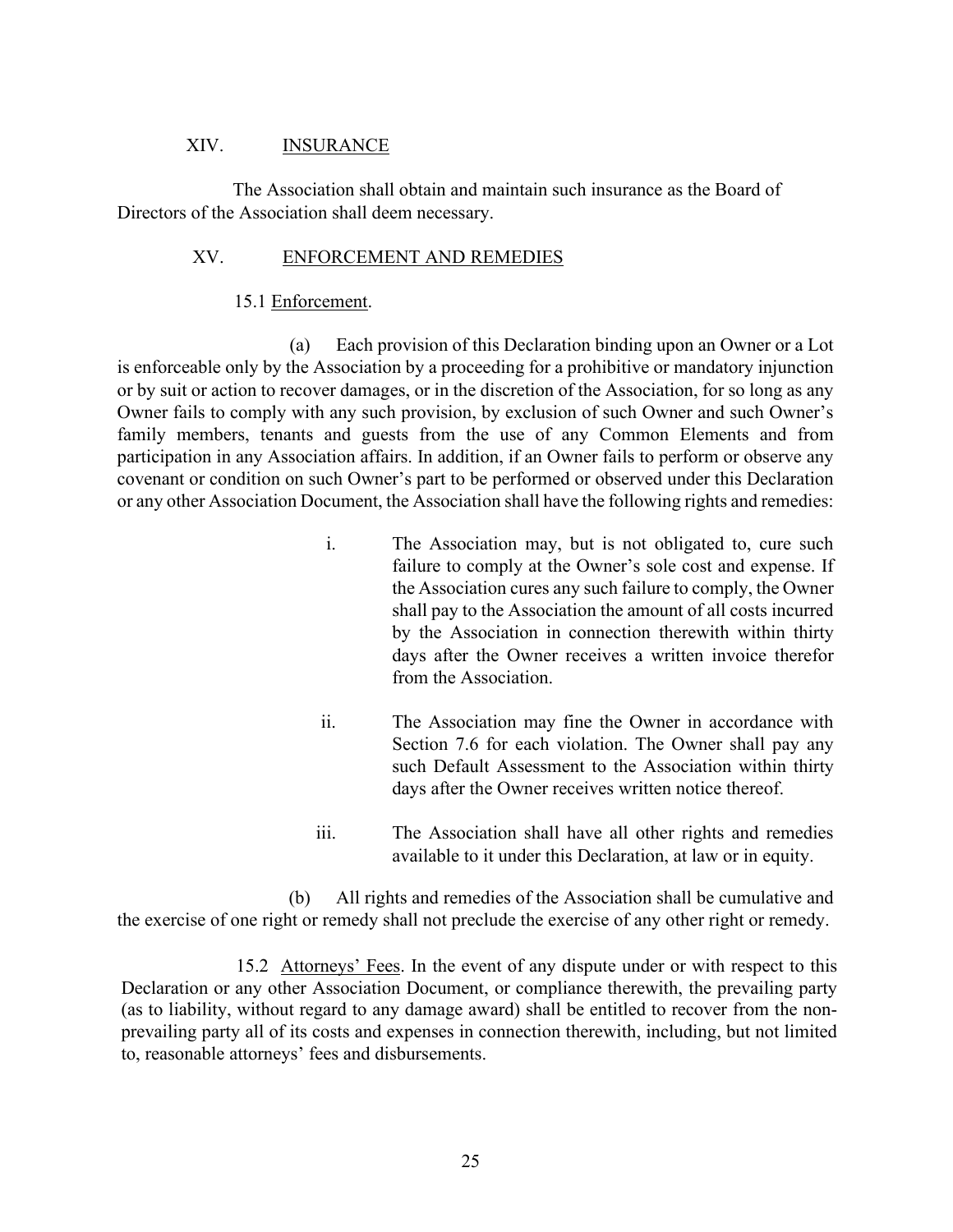## XIV. INSURANCE

The Association shall obtain and maintain such insurance as the Board of Directors of the Association shall deem necessary.

## XV. ENFORCEMENT AND REMEDIES

15.1 Enforcement.

(a) Each provision of this Declaration binding upon an Owner or a Lot is enforceable only by the Association by a proceeding for a prohibitive or mandatory injunction or by suit or action to recover damages, or in the discretion of the Association, for so long as any Owner fails to comply with any such provision, by exclusion of such Owner and such Owner's family members, tenants and guests from the use of any Common Elements and from participation in any Association affairs. In addition, if an Owner fails to perform or observe any covenant or condition on such Owner's part to be performed or observed under this Declaration or any other Association Document, the Association shall have the following rights and remedies:

i. The Association may, but is not obligated to, cure such failure to comply at the Owner's sole cost and expense. If the Association cures any such failure to comply, the Owner shall pay to the Association the amount of all costs incurred by the Association in connection therewith within thirty days after the Owner receives a written invoice therefor from the Association.

ii. The Association may fine the Owner in accordance with Section 7.6 for each violation. The Owner shall pay any such Default Assessment to the Association within thirty days after the Owner receives written notice thereof.

iii. The Association shall have all other rights and remedies available to it under this Declaration, at law or in equity.

(b) All rights and remedies of the Association shall be cumulative and the exercise of one right or remedy shall not preclude the exercise of any other right or remedy.

15.2 Attorneys' Fees. In the event of any dispute under or with respect to this Declaration or any other Association Document, or compliance therewith, the prevailing party (as to liability, without regard to any damage award) shall be entitled to recover from the non-prevailing party all of its costs and expenses in connection therewith, including, but not limited to, reasonable attorneys' fees and disbursements.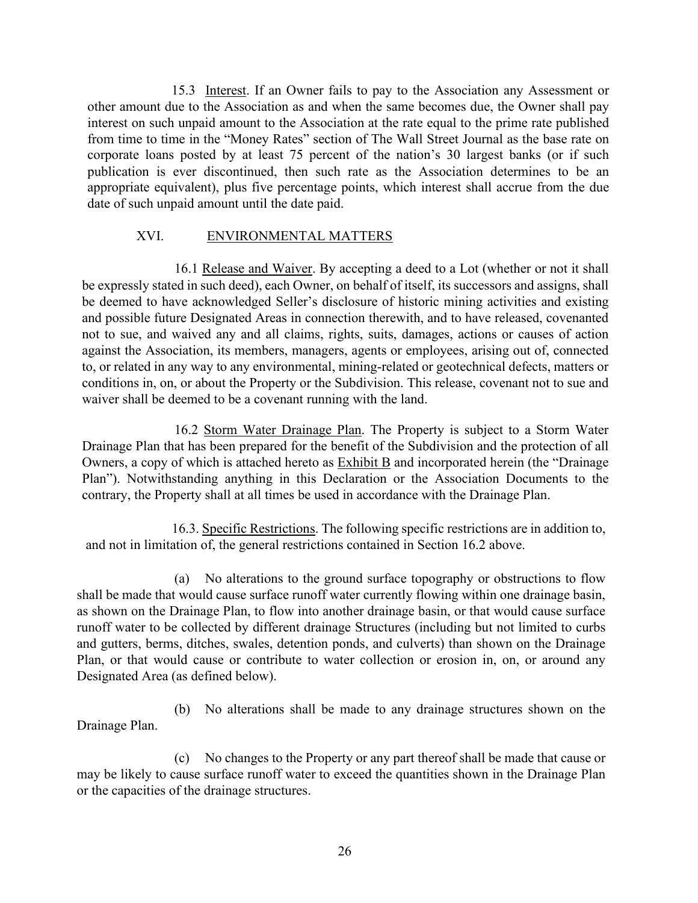15.3 Interest. If an Owner fails to pay to the Association any Assessment or other amount due to the Association as and when the same becomes due, the Owner shall pay interest on such unpaid amount to the Association at the rate equal to the prime rate published from time to time in the "Money Rates" section of The Wall Street Journal as the base rate on corporate loans posted by at least 75 percent of the nation's 30 largest banks (or if such publication is ever discontinued, then such rate as the Association determines to be an appropriate equivalent), plus five percentage points, which interest shall accrue from the due date of such unpaid amount until the date paid.

## XVI. ENVIRONMENTAL MATTERS

16.1 Release and Waiver. By accepting a deed to a Lot (whether or not it shall be expressly stated in such deed), each Owner, on behalf of itself, its successors and assigns, shall be deemed to have acknowledged Seller's disclosure of historic mining activities and existing and possible future Designated Areas in connection therewith, and to have released, covenanted not to sue, and waived any and all claims, rights, suits, damages, actions or causes of action against the Association, its members, managers, agents or employees, arising out of, connected to, or related in any way to any environmental, mining-related or geotechnical defects, matters or conditions in, on, or about the Property or the Subdivision. This release, covenant not to sue and waiver shall be deemed to be a covenant running with the land.

16.2 Storm Water Drainage Plan. The Property is subject to a Storm Water Drainage Plan that has been prepared for the benefit of the Subdivision and the protection of all Owners, a copy of which is attached hereto as Exhibit B and incorporated herein (the "Drainage Plan"). Notwithstanding anything in this Declaration or the Association Documents to the contrary, the Property shall at all times be used in accordance with the Drainage Plan.

16.3. Specific Restrictions. The following specific restrictions are in addition to, and not in limitation of, the general restrictions contained in Section 16.2 above.

(a) No alterations to the ground surface topography or obstructions to flow shall be made that would cause surface runoff water currently flowing within one drainage basin, as shown on the Drainage Plan, to flow into another drainage basin, or that would cause surface runoff water to be collected by different drainage Structures (including but not limited to curbs and gutters, berms, ditches, swales, detention ponds, and culverts) than shown on the Drainage Plan, or that would cause or contribute to water collection or erosion in, on, or around any Designated Area (as defined below).

(b) No alterations shall be made to any drainage structures shown on the Drainage Plan.

(c) No changes to the Property or any part thereof shall be made that cause or may be likely to cause surface runoff water to exceed the quantities shown in the Drainage Plan or the capacities of the drainage structures.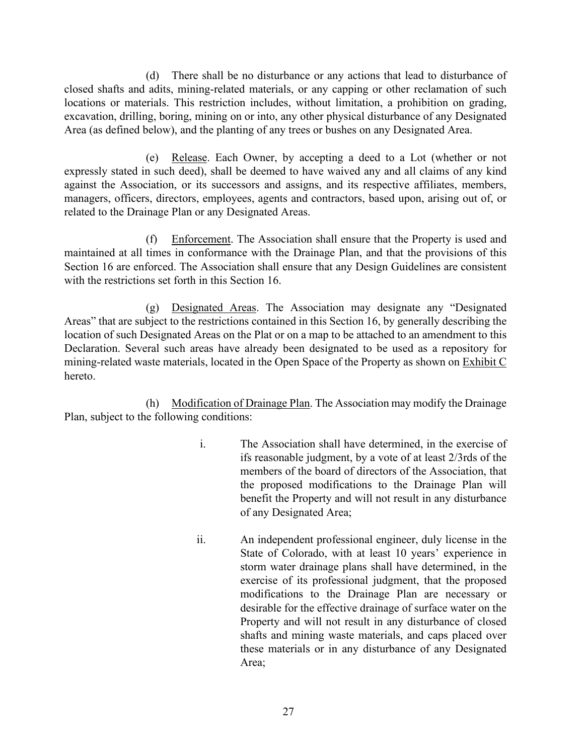(d) There shall be no disturbance or any actions that lead to disturbance of closed shafts and adits, mining-related materials, or any capping or other reclamation of such locations or materials. This restriction includes, without limitation, a prohibition on grading, excavation, drilling, boring, mining on or into, any other physical disturbance of any Designated Area (as defined below), and the planting of any trees or bushes on any Designated Area.

(e) Release. Each Owner, by accepting a deed to a Lot (whether or not expressly stated in such deed), shall be deemed to have waived any and all claims of any kind against the Association, or its successors and assigns, and its respective affiliates, members, managers, officers, directors, employees, agents and contractors, based upon, arising out of, or related to the Drainage Plan or any Designated Areas.

(f) Enforcement. The Association shall ensure that the Property is used and maintained at all times in conformance with the Drainage Plan, and that the provisions of this Section 16 are enforced. The Association shall ensure that any Design Guidelines are consistent with the restrictions set forth in this Section 16.

(g) Designated Areas. The Association may designate any "Designated Areas" that are subject to the restrictions contained in this Section 16, by generally describing the location of such Designated Areas on the Plat or on a map to be attached to an amendment to this Declaration. Several such areas have already been designated to be used as a repository for mining-related waste materials, located in the Open Space of the Property as shown on Exhibit C hereto.

(h) Modification of Drainage Plan. The Association may modify the Drainage Plan, subject to the following conditions:

i. The Association shall have determined, in the exercise of ifs reasonable judgment, by a vote of at least 2/3rds of the members of the board of directors of the Association, that the proposed modifications to the Drainage Plan will benefit the Property and will not result in any disturbance of any Designated Area;

ii. An independent professional engineer, duly license in the State of Colorado, with at least 10 years' experience in storm water drainage plans shall have determined, in the exercise of its professional judgment, that the proposed modifications to the Drainage Plan are necessary or desirable for the effective drainage of surface water on the Property and will not result in any disturbance of closed shafts and mining waste materials, and caps placed over these materials or in any disturbance of any Designated Area;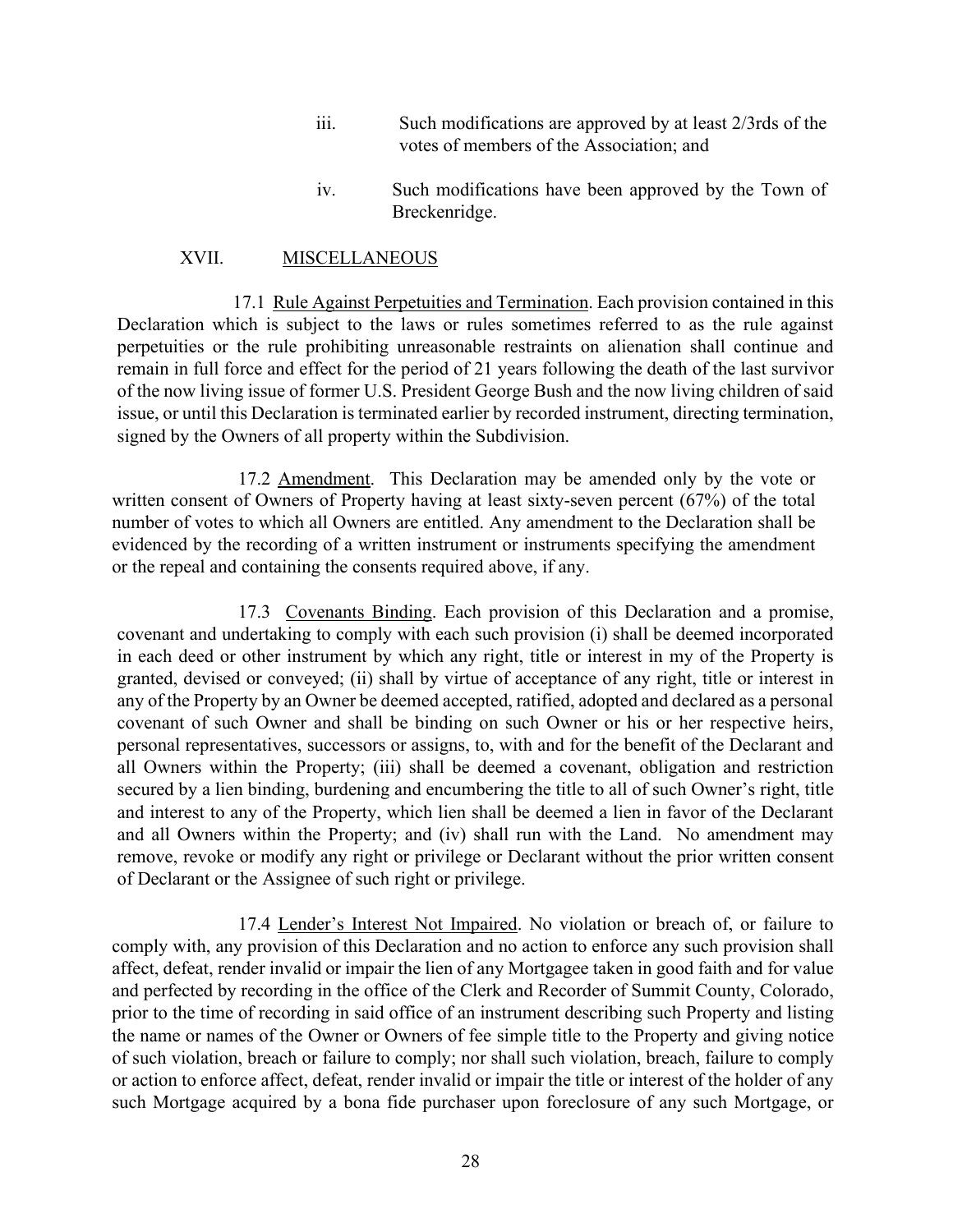iii. Such modifications are approved by at least 2/3rds of the votes of members of the Association; and

iv. Such modifications have been approved by the Town of Breckenridge.

## XVII. MISCELLANEOUS

17.1 Rule Against Perpetuities and Termination. Each provision contained in this Declaration which is subject to the laws or rules sometimes referred to as the rule against perpetuities or the rule prohibiting unreasonable restraints on alienation shall continue and remain in full force and effect for the period of 21 years following the death of the last survivor of the now living issue of former U.S. President George Bush and the now living children of said issue, or until this Declaration is terminated earlier by recorded instrument, directing termination, signed by the Owners of all property within the Subdivision.

17.2 Amendment. This Declaration may be amended only by the vote or written consent of Owners of Property having at least sixty-seven percent (67%) of the total number of votes to which all Owners are entitled. Any amendment to the Declaration shall be evidenced by the recording of a written instrument or instruments specifying the amendment or the repeal and containing the consents required above, if any.

17.3 Covenants Binding. Each provision of this Declaration and a promise, covenant and undertaking to comply with each such provision (i) shall be deemed incorporated in each deed or other instrument by which any right, title or interest in my of the Property is granted, devised or conveyed; (ii) shall by virtue of acceptance of any right, title or interest in any of the Property by an Owner be deemed accepted, ratified, adopted and declared as a personal covenant of such Owner and shall be binding on such Owner or his or her respective heirs, personal representatives, successors or assigns, to, with and for the benefit of the Declarant and all Owners within the Property; (iii) shall be deemed a covenant, obligation and restriction secured by a lien binding, burdening and encumbering the title to all of such Owner's right, title and interest to any of the Property, which lien shall be deemed a lien in favor of the Declarant and all Owners within the Property; and (iv) shall run with the Land. No amendment may remove, revoke or modify any right or privilege or Declarant without the prior written consent of Declarant or the Assignee of such right or privilege.

17.4 Lender's Interest Not Impaired. No violation or breach of, or failure to comply with, any provision of this Declaration and no action to enforce any such provision shall affect, defeat, render invalid or impair the lien of any Mortgagee taken in good faith and for value and perfected by recording in the office of the Clerk and Recorder of Summit County, Colorado, prior to the time of recording in said office of an instrument describing such Property and listing the name or names of the Owner or Owners of fee simple title to the Property and giving notice of such violation, breach or failure to comply; nor shall such violation, breach, failure to comply or action to enforce affect, defeat, render invalid or impair the title or interest of the holder of any such Mortgage acquired by a bona fide purchaser upon foreclosure of any such Mortgage, or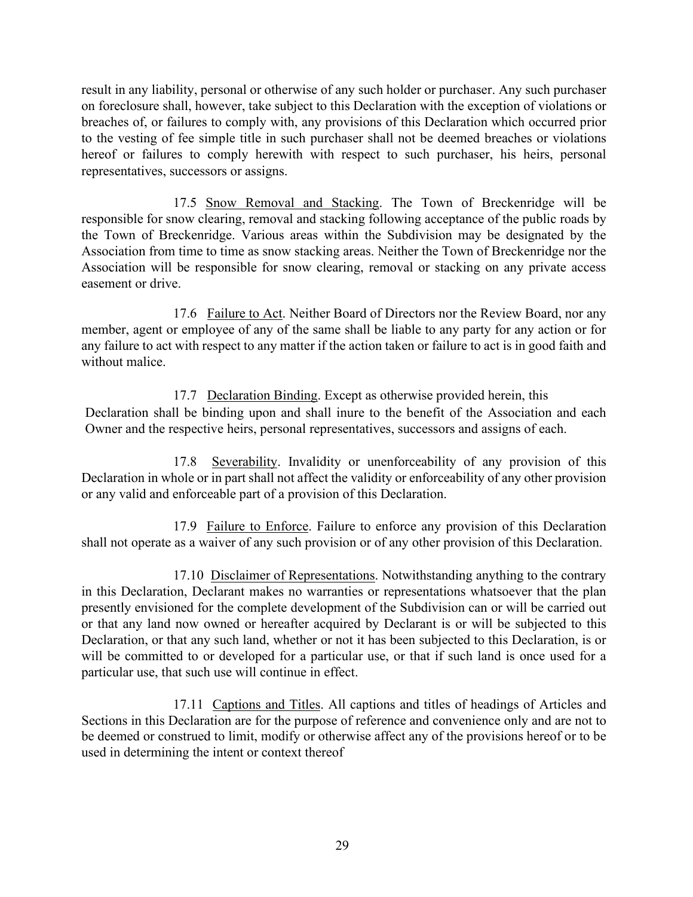result in any liability, personal or otherwise of any such holder or purchaser. Any such purchaser on foreclosure shall, however, take subject to this Declaration with the exception of violations or breaches of, or failures to comply with, any provisions of this Declaration which occurred prior to the vesting of fee simple title in such purchaser shall not be deemed breaches or violations hereof or failures to comply herewith with respect to such purchaser, his heirs, personal representatives, successors or assigns.

17.5 <u>Snow Removal and Stacking</u>. The Town of Breckenridge will be responsible for snow clearing, removal and stacking following acceptance of the public roads by the Town of Breckenridge. Various areas within the Subdivision may be designated by the Association from time to time as snow stacking areas. Neither the Town of Breckenridge nor the Association will be responsible for snow clearing, removal or stacking on any private access easement or drive.

17.6 <u>Failure to Act</u>. Neither Board of Directors nor the Review Board, nor any member, agent or employee of any of the same shall be liable to any party for any action or for any failure to act with respect to any matter if the action taken or failure to act is in good faith and without malice.

17.7 <u>Declaration Binding</u>. Except as otherwise provided herein, this Declaration shall be binding upon and shall inure to the benefit of the Association and each Owner and the respective heirs, personal representatives, successors and assigns of each.

17.8 <u>Severability</u>. Invalidity or unenforceability of any provision of this Declaration in whole or in part shall not affect the validity or enforceability of any other provision or any valid and enforceable part of a provision of this Declaration.

17.9 <u>Failure to Enforce</u>. Failure to enforce any provision of this Declaration shall not operate as a waiver of any such provision or of any other provision of this Declaration.

17.10 <u>Disclaimer of Representations</u>. Notwithstanding anything to the contrary in this Declaration, Declarant makes no warranties or representations whatsoever that the plan presently envisioned for the complete development of the Subdivision can or will be carried out or that any land now owned or hereafter acquired by Declarant is or will be subjected to this Declaration, or that any such land, whether or not it has been subjected to this Declaration, is or will be committed to or developed for a particular use, or that if such land is once used for a particular use, that such use will continue in effect.

17.11 <u>Captions and Titles</u>. All captions and titles of headings of Articles and Sections in this Declaration are for the purpose of reference and convenience only and are not to be deemed or construed to limit, modify or otherwise affect any of the provisions hereof or to be used in determining the intent or context thereof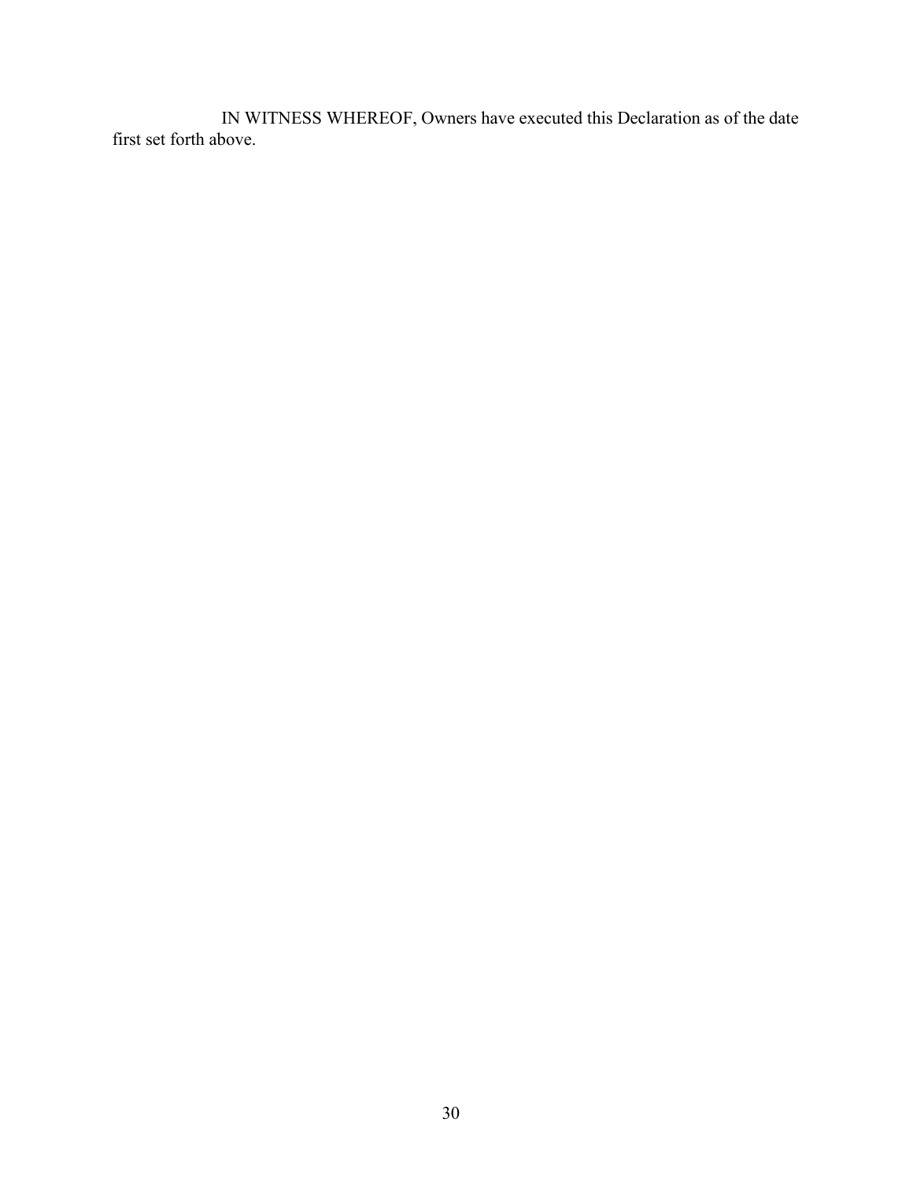IN WITNESS WHEREOF, Owners have executed this Declaration as of the date first set forth above.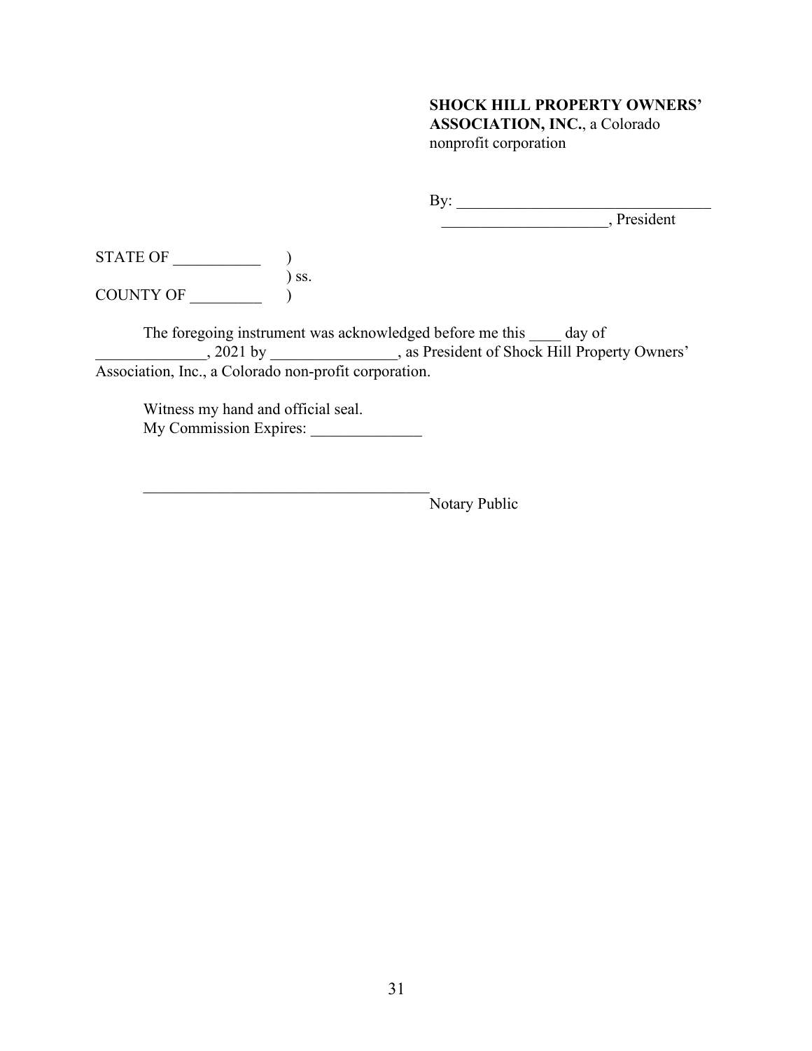**SHOCK HILL PROPERTY OWNERS' ASSOCIATION, INC.**, a Colorado nonprofit corporation

By: ________________________________
_____________________, President

STATE OF ___________ )
) ss.
COUNTY OF _________ )

The foregoing instrument was acknowledged before me this ____ day of ______________, 2021 by ________________, as President of Shock Hill Property Owners' Association, Inc., a Colorado non-profit corporation.

Witness my hand and official seal.
My Commission Expires: ______________

_____________________________________
Notary Public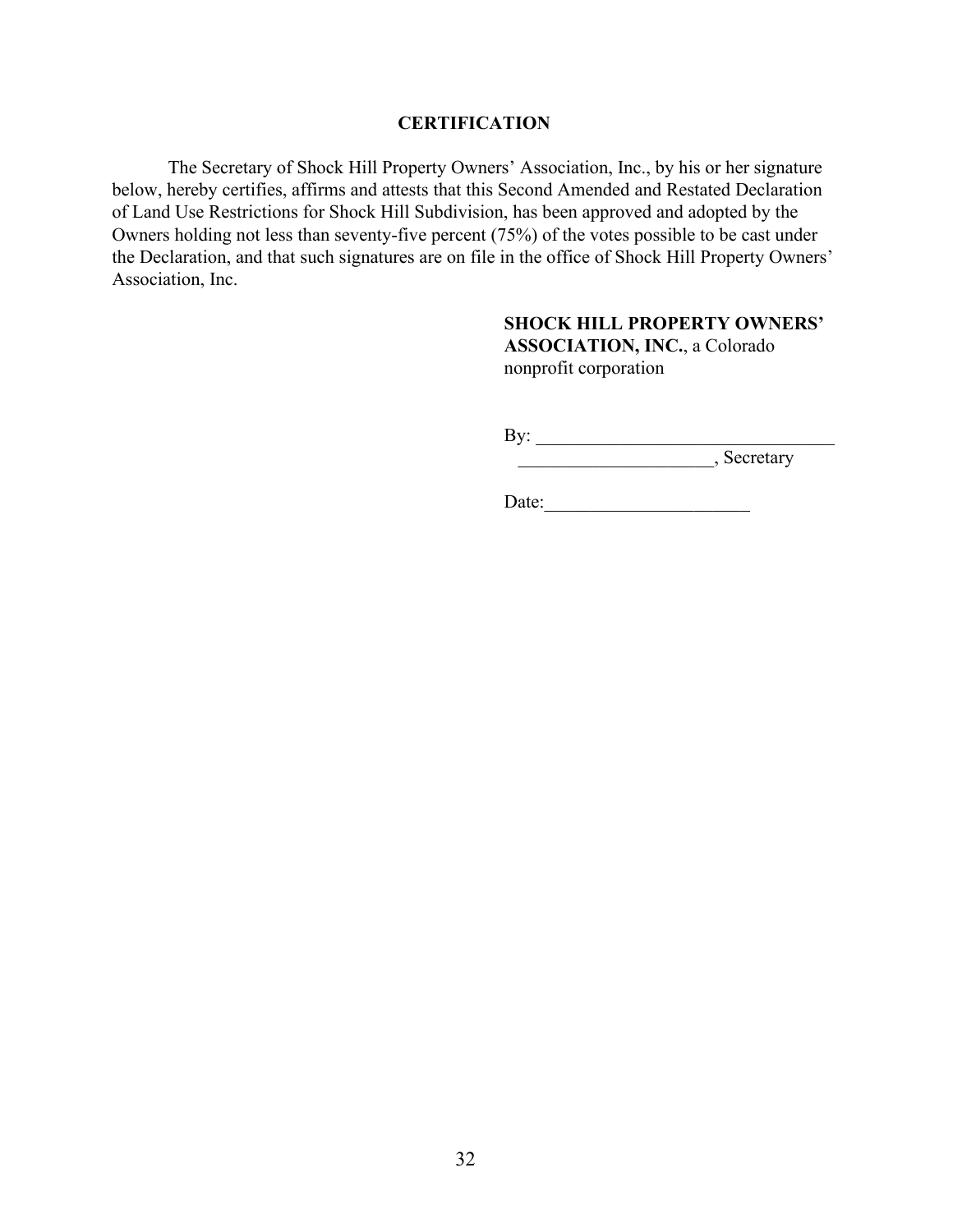## CERTIFICATION

The Secretary of Shock Hill Property Owners' Association, Inc., by his or her signature below, hereby certifies, affirms and attests that this Second Amended and Restated Declaration of Land Use Restrictions for Shock Hill Subdivision, has been approved and adopted by the Owners holding not less than seventy-five percent (75%) of the votes possible to be cast under the Declaration, and that such signatures are on file in the office of Shock Hill Property Owners' Association, Inc.

**SHOCK HILL PROPERTY OWNERS' ASSOCIATION, INC.**, a Colorado nonprofit corporation

By: ________________________________

_____________________, Secretary

Date:______________________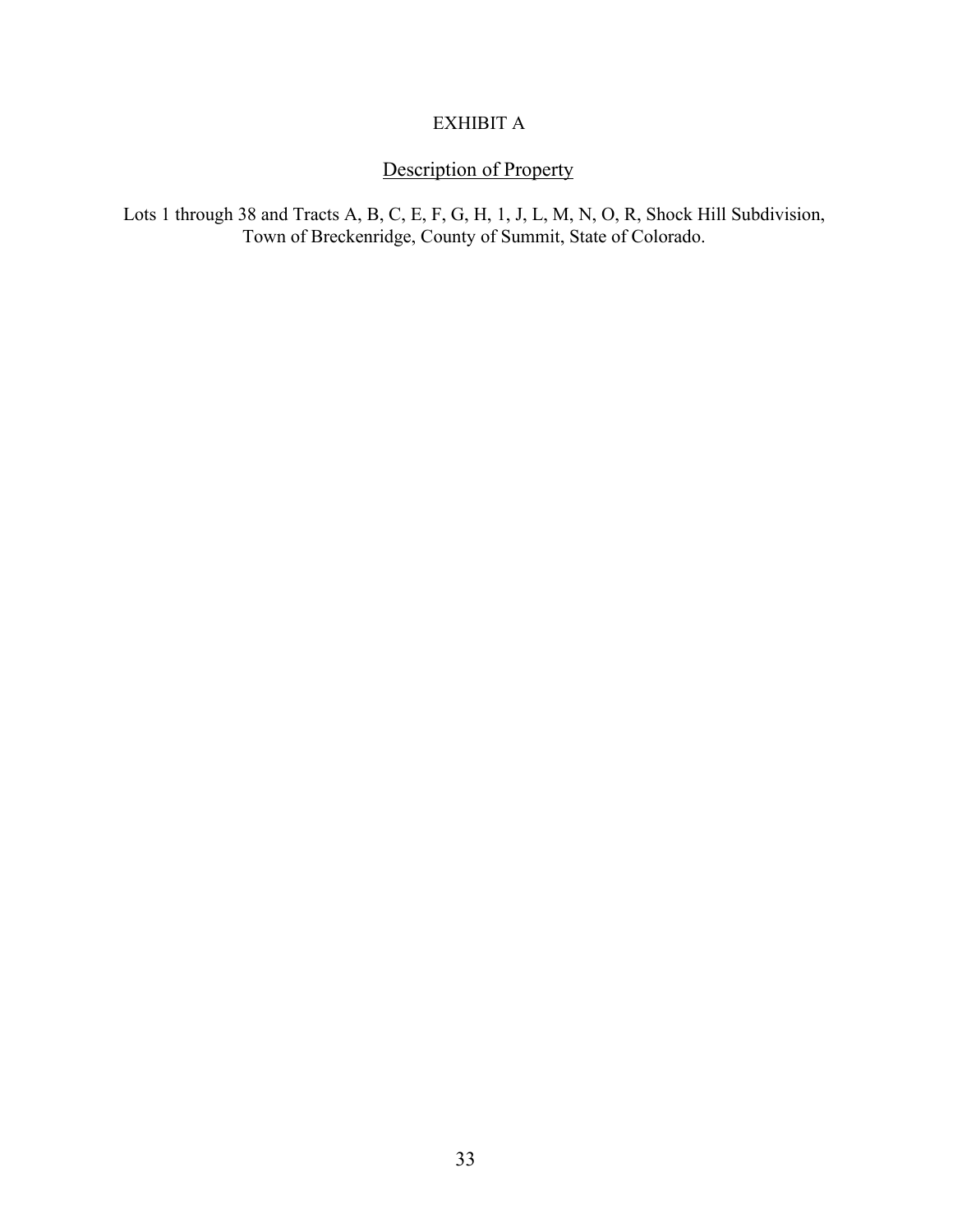# EXHIBIT A

## Description of Property

Lots 1 through 38 and Tracts A, B, C, E, F, G, H, 1, J, L, M, N, O, R, Shock Hill Subdivision, Town of Breckenridge, County of Summit, State of Colorado.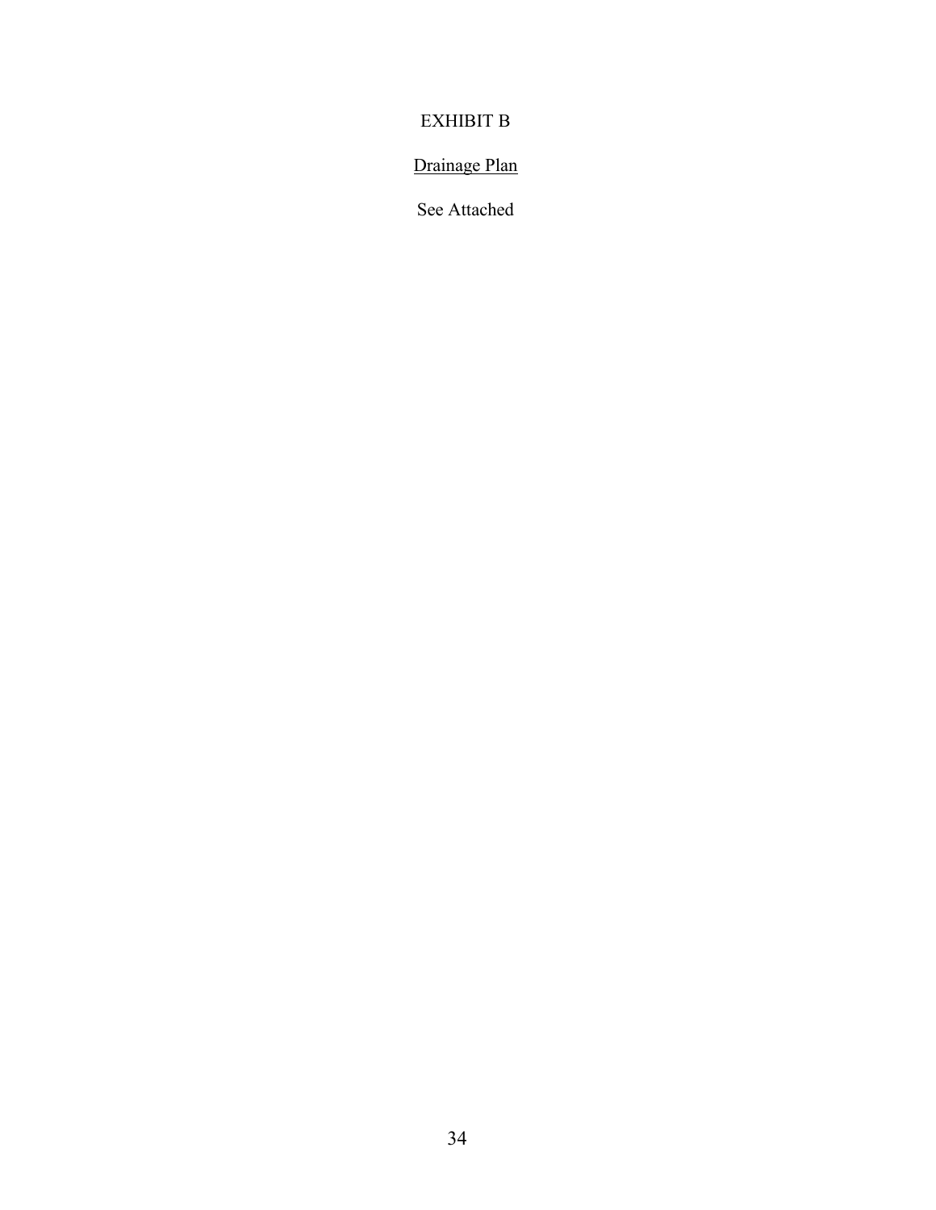# EXHIBIT B

<u>Drainage Plan</u>

See Attached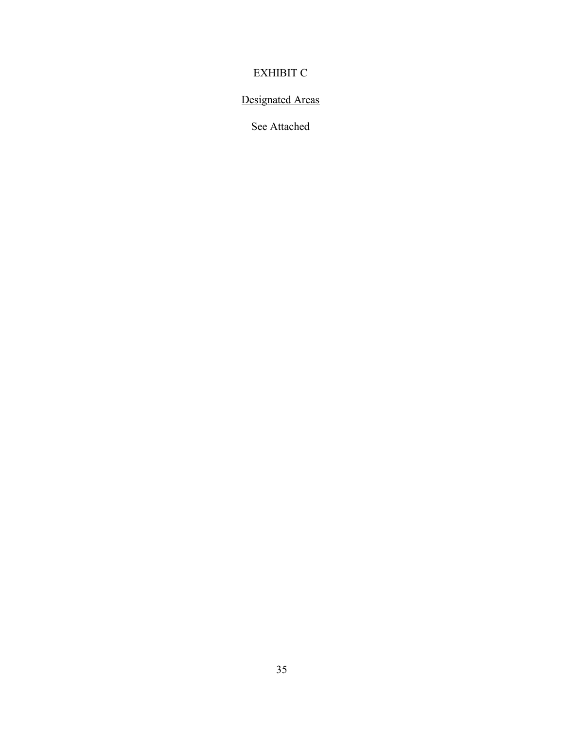# EXHIBIT C

Designated Areas

See Attached